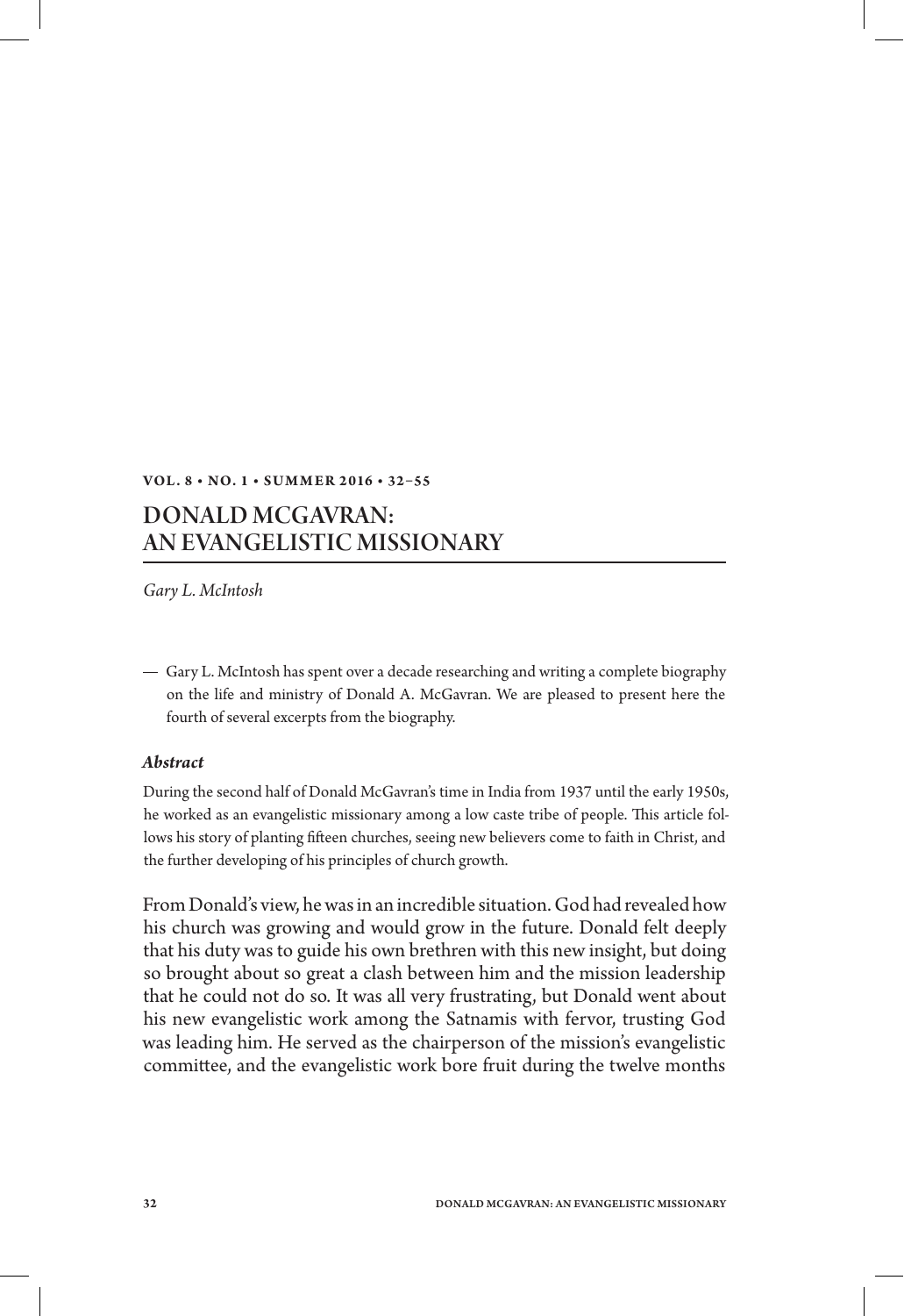# DONALD MCGAVRAN: AN EVANGELISTIC MISSIONARY

*Gary L. McIntosh*

— Gary L. McIntosh has spent over a decade researching and writing a complete biography on the life and ministry of Donald A. McGavran. We are pleased to present here the fourth of several excerpts from the biography.

### *Abstract*

During the second half of Donald McGavran's time in India from 1937 until the early 1950s, he worked as an evangelistic missionary among a low caste tribe of people. This article follows his story of planting fifteen churches, seeing new believers come to faith in Christ, and the further developing of his principles of church growth.

From Donald's view, he was in an incredible situation. God had revealed how his church was growing and would grow in the future. Donald felt deeply that his duty was to guide his own brethren with this new insight, but doing so brought about so great a clash between him and the mission leadership that he could not do so. It was all very frustrating, but Donald went about his new evangelistic work among the Satnamis with fervor, trusting God was leading him. He served as the chairperson of the mission's evangelistic committee, and the evangelistic work bore fruit during the twelve months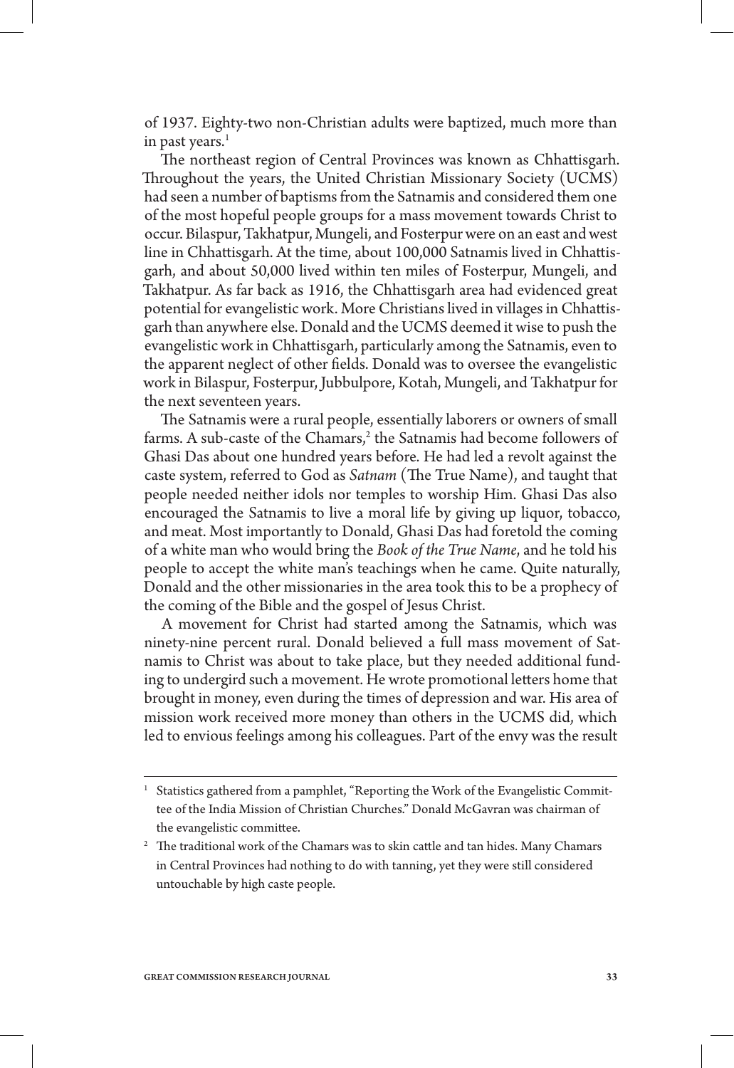of 1937. Eighty-two non-Christian adults were baptized, much more than in past years.[1]

The northeast region of Central Provinces was known as Chhattisgarh. Throughout the years, the United Christian Missionary Society (UCMS) had seen a number of baptisms from the Satnamis and considered them one of the most hopeful people groups for a mass movement towards Christ to occur. Bilaspur, Takhatpur, Mungeli, and Fosterpur were on an east and west line in Chhattisgarh. At the time, about 100,000 Satnamis lived in Chhattisgarh, and about 50,000 lived within ten miles of Fosterpur, Mungeli, and Takhatpur. As far back as 1916, the Chhattisgarh area had evidenced great potential for evangelistic work. More Christians lived in villages in Chhattisgarh than anywhere else. Donald and the UCMS deemed it wise to push the evangelistic work in Chhattisgarh, particularly among the Satnamis, even to the apparent neglect of other fields. Donald was to oversee the evangelistic work in Bilaspur, Fosterpur, Jubbulpore, Kotah, Mungeli, and Takhatpur for the next seventeen years.

The Satnamis were a rural people, essentially laborers or owners of small farms. A sub-caste of the Chamars,[2] the Satnamis had become followers of Ghasi Das about one hundred years before. He had led a revolt against the caste system, referred to God as *Satnam* (The True Name), and taught that people needed neither idols nor temples to worship Him. Ghasi Das also encouraged the Satnamis to live a moral life by giving up liquor, tobacco, and meat. Most importantly to Donald, Ghasi Das had foretold the coming of a white man who would bring the *Book of the True Name*, and he told his people to accept the white man's teachings when he came. Quite naturally, Donald and the other missionaries in the area took this to be a prophecy of the coming of the Bible and the gospel of Jesus Christ.

A movement for Christ had started among the Satnamis, which was ninety-nine percent rural. Donald believed a full mass movement of Satnamis to Christ was about to take place, but they needed additional funding to undergird such a movement. He wrote promotional letters home that brought in money, even during the times of depression and war. His area of mission work received more money than others in the UCMS did, which led to envious feelings among his colleagues. Part of the envy was the result

---

[1] Statistics gathered from a pamphlet, "Reporting the Work of the Evangelistic Committee of the India Mission of Christian Churches." Donald McGavran was chairman of the evangelistic committee.

[2] The traditional work of the Chamars was to skin cattle and tan hides. Many Chamars in Central Provinces had nothing to do with tanning, yet they were still considered untouchable by high caste people.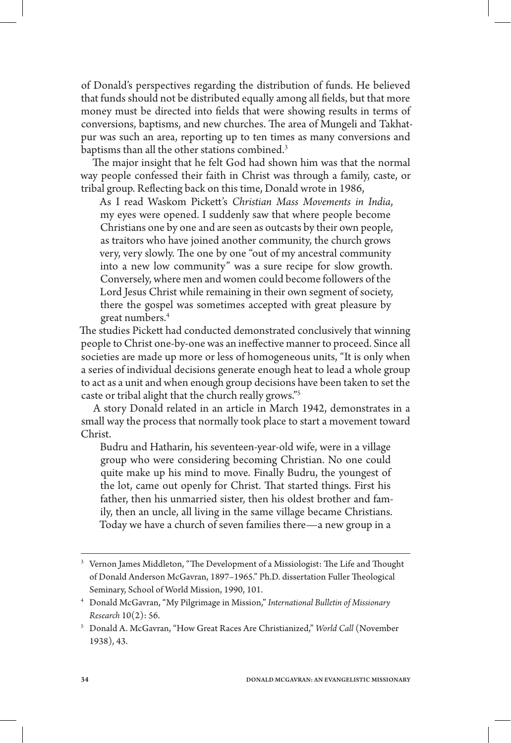of Donald's perspectives regarding the distribution of funds. He believed that funds should not be distributed equally among all fields, but that more money must be directed into fields that were showing results in terms of conversions, baptisms, and new churches. The area of Mungeli and Takhatpur was such an area, reporting up to ten times as many conversions and baptisms than all the other stations combined.[3]

The major insight that he felt God had shown him was that the normal way people confessed their faith in Christ was through a family, caste, or tribal group. Reflecting back on this time, Donald wrote in 1986,

> As I read Waskom Pickett's *Christian Mass Movements in India*, my eyes were opened. I suddenly saw that where people become Christians one by one and are seen as outcasts by their own people, as traitors who have joined another community, the church grows very, very slowly. The one by one "out of my ancestral community into a new low community" was a sure recipe for slow growth. Conversely, where men and women could become followers of the Lord Jesus Christ while remaining in their own segment of society, there the gospel was sometimes accepted with great pleasure by great numbers.[4]

The studies Pickett had conducted demonstrated conclusively that winning people to Christ one-by-one was an ineffective manner to proceed. Since all societies are made up more or less of homogeneous units, "It is only when a series of individual decisions generate enough heat to lead a whole group to act as a unit and when enough group decisions have been taken to set the caste or tribal alight that the church really grows."[5]

A story Donald related in an article in March 1942, demonstrates in a small way the process that normally took place to start a movement toward Christ.

> Budru and Hatharin, his seventeen-year-old wife, were in a village group who were considering becoming Christian. No one could quite make up his mind to move. Finally Budru, the youngest of the lot, came out openly for Christ. That started things. First his father, then his unmarried sister, then his oldest brother and family, then an uncle, all living in the same village became Christians. Today we have a church of seven families there—a new group in a

---

[3] Vernon James Middleton, "The Development of a Missiologist: The Life and Thought of Donald Anderson McGavran, 1897–1965." Ph.D. dissertation Fuller Theological Seminary, School of World Mission, 1990, 101.

[4] Donald McGavran, "My Pilgrimage in Mission," *International Bulletin of Missionary Research* 10(2): 56.

[5] Donald A. McGavran, "How Great Races Are Christianized," *World Call* (November 1938), 43.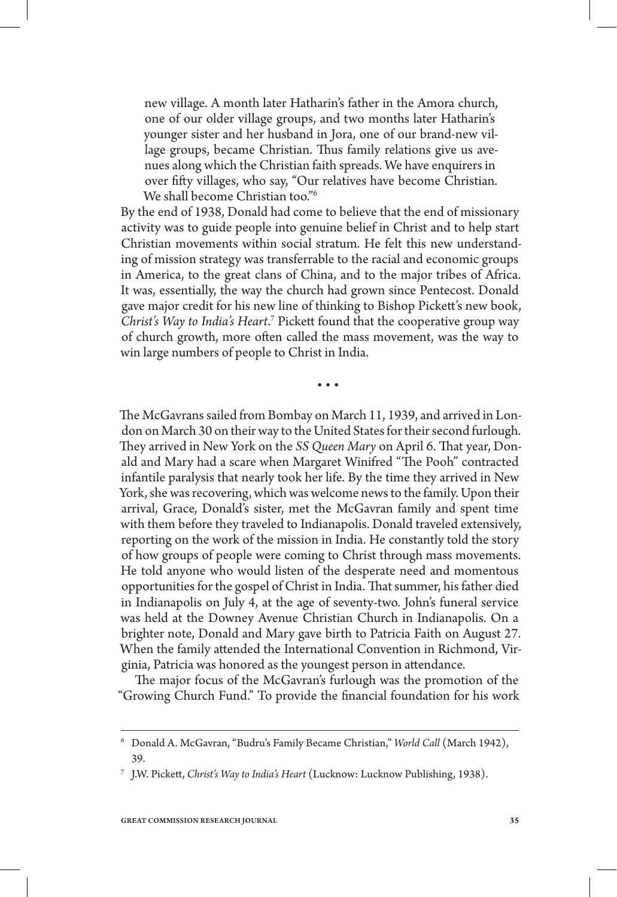> new village. A month later Hatharin's father in the Amora church, one of our older village groups, and two months later Hatharin's younger sister and her husband in Jora, one of our brand-new village groups, became Christian. Thus family relations give us avenues along which the Christian faith spreads. We have enquirers in over fifty villages, who say, "Our relatives have become Christian. We shall become Christian too."[6]

By the end of 1938, Donald had come to believe that the end of missionary activity was to guide people into genuine belief in Christ and to help start Christian movements within social stratum. He felt this new understanding of mission strategy was transferrable to the racial and economic groups in America, to the great clans of China, and to the major tribes of Africa. It was, essentially, the way the church had grown since Pentecost. Donald gave major credit for his new line of thinking to Bishop Pickett's new book, *Christ's Way to India's Heart*.[7] Pickett found that the cooperative group way of church growth, more often called the mass movement, was the way to win large numbers of people to Christ in India.

• • •

The McGavrans sailed from Bombay on March 11, 1939, and arrived in London on March 30 on their way to the United States for their second furlough. They arrived in New York on the *SS Queen Mary* on April 6. That year, Donald and Mary had a scare when Margaret Winifred "The Pooh" contracted infantile paralysis that nearly took her life. By the time they arrived in New York, she was recovering, which was welcome news to the family. Upon their arrival, Grace, Donald's sister, met the McGavran family and spent time with them before they traveled to Indianapolis. Donald traveled extensively, reporting on the work of the mission in India. He constantly told the story of how groups of people were coming to Christ through mass movements. He told anyone who would listen of the desperate need and momentous opportunities for the gospel of Christ in India. That summer, his father died in Indianapolis on July 4, at the age of seventy-two. John's funeral service was held at the Downey Avenue Christian Church in Indianapolis. On a brighter note, Donald and Mary gave birth to Patricia Faith on August 27. When the family attended the International Convention in Richmond, Virginia, Patricia was honored as the youngest person in attendance.

The major focus of the McGavran's furlough was the promotion of the "Growing Church Fund." To provide the financial foundation for his work

---

[6] Donald A. McGavran, "Budru's Family Became Christian," *World Call* (March 1942), 39.

[7] J.W. Pickett, *Christ's Way to India's Heart* (Lucknow: Lucknow Publishing, 1938).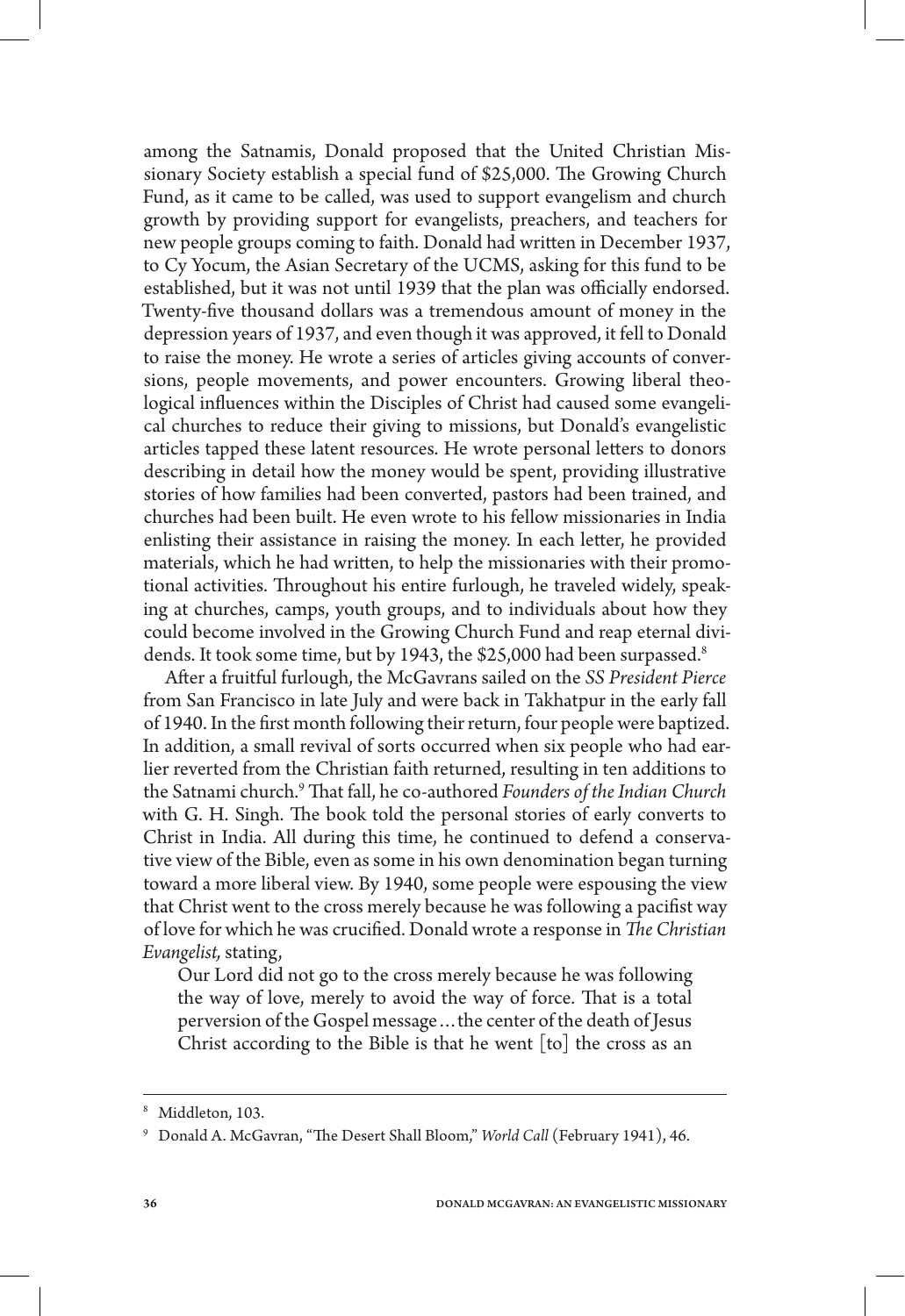among the Satnamis, Donald proposed that the United Christian Missionary Society establish a special fund of $25,000. The Growing Church Fund, as it came to be called, was used to support evangelism and church growth by providing support for evangelists, preachers, and teachers for new people groups coming to faith. Donald had written in December 1937, to Cy Yocum, the Asian Secretary of the UCMS, asking for this fund to be established, but it was not until 1939 that the plan was officially endorsed. Twenty-five thousand dollars was a tremendous amount of money in the depression years of 1937, and even though it was approved, it fell to Donald to raise the money. He wrote a series of articles giving accounts of conversions, people movements, and power encounters. Growing liberal theological influences within the Disciples of Christ had caused some evangelical churches to reduce their giving to missions, but Donald's evangelistic articles tapped these latent resources. He wrote personal letters to donors describing in detail how the money would be spent, providing illustrative stories of how families had been converted, pastors had been trained, and churches had been built. He even wrote to his fellow missionaries in India enlisting their assistance in raising the money. In each letter, he provided materials, which he had written, to help the missionaries with their promotional activities. Throughout his entire furlough, he traveled widely, speaking at churches, camps, youth groups, and to individuals about how they could become involved in the Growing Church Fund and reap eternal dividends. It took some time, but by 1943, the $25,000 had been surpassed.[8]

After a fruitful furlough, the McGavrans sailed on the *SS President Pierce* from San Francisco in late July and were back in Takhatpur in the early fall of 1940. In the first month following their return, four people were baptized. In addition, a small revival of sorts occurred when six people who had earlier reverted from the Christian faith returned, resulting in ten additions to the Satnami church.[9] That fall, he co-authored *Founders of the Indian Church* with G. H. Singh. The book told the personal stories of early converts to Christ in India. All during this time, he continued to defend a conservative view of the Bible, even as some in his own denomination began turning toward a more liberal view. By 1940, some people were espousing the view that Christ went to the cross merely because he was following a pacifist way of love for which he was crucified. Donald wrote a response in *The Christian Evangelist,* stating,

> Our Lord did not go to the cross merely because he was following the way of love, merely to avoid the way of force. That is a total perversion of the Gospel message ... the center of the death of Jesus Christ according to the Bible is that he went [to] the cross as an

---

[8] Middleton, 103.

[9] Donald A. McGavran, "The Desert Shall Bloom," *World Call* (February 1941), 46.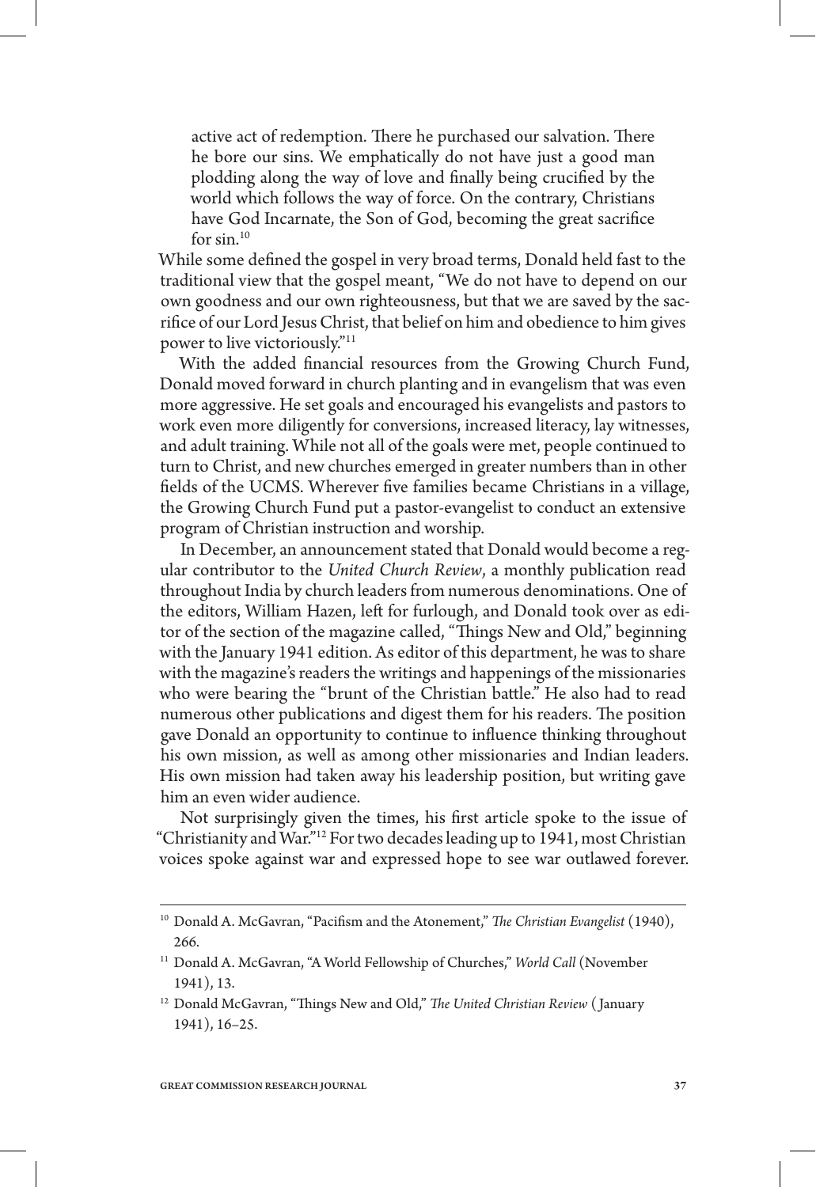> active act of redemption. There he purchased our salvation. There he bore our sins. We emphatically do not have just a good man plodding along the way of love and finally being crucified by the world which follows the way of force. On the contrary, Christians have God Incarnate, the Son of God, becoming the great sacrifice for sin.[10]

While some defined the gospel in very broad terms, Donald held fast to the traditional view that the gospel meant, "We do not have to depend on our own goodness and our own righteousness, but that we are saved by the sacrifice of our Lord Jesus Christ, that belief on him and obedience to him gives power to live victoriously."[11]

With the added financial resources from the Growing Church Fund, Donald moved forward in church planting and in evangelism that was even more aggressive. He set goals and encouraged his evangelists and pastors to work even more diligently for conversions, increased literacy, lay witnesses, and adult training. While not all of the goals were met, people continued to turn to Christ, and new churches emerged in greater numbers than in other fields of the UCMS. Wherever five families became Christians in a village, the Growing Church Fund put a pastor-evangelist to conduct an extensive program of Christian instruction and worship.

In December, an announcement stated that Donald would become a regular contributor to the *United Church Review*, a monthly publication read throughout India by church leaders from numerous denominations. One of the editors, William Hazen, left for furlough, and Donald took over as editor of the section of the magazine called, "Things New and Old," beginning with the January 1941 edition. As editor of this department, he was to share with the magazine's readers the writings and happenings of the missionaries who were bearing the "brunt of the Christian battle." He also had to read numerous other publications and digest them for his readers. The position gave Donald an opportunity to continue to influence thinking throughout his own mission, as well as among other missionaries and Indian leaders. His own mission had taken away his leadership position, but writing gave him an even wider audience.

Not surprisingly given the times, his first article spoke to the issue of "Christianity and War."[12] For two decades leading up to 1941, most Christian voices spoke against war and expressed hope to see war outlawed forever.

---

[10] Donald A. McGavran, "Pacifism and the Atonement," *The Christian Evangelist* (1940), 266.

[11] Donald A. McGavran, "A World Fellowship of Churches," *World Call* (November 1941), 13.

[12] Donald McGavran, "Things New and Old," *The United Christian Review* (January 1941), 16–25.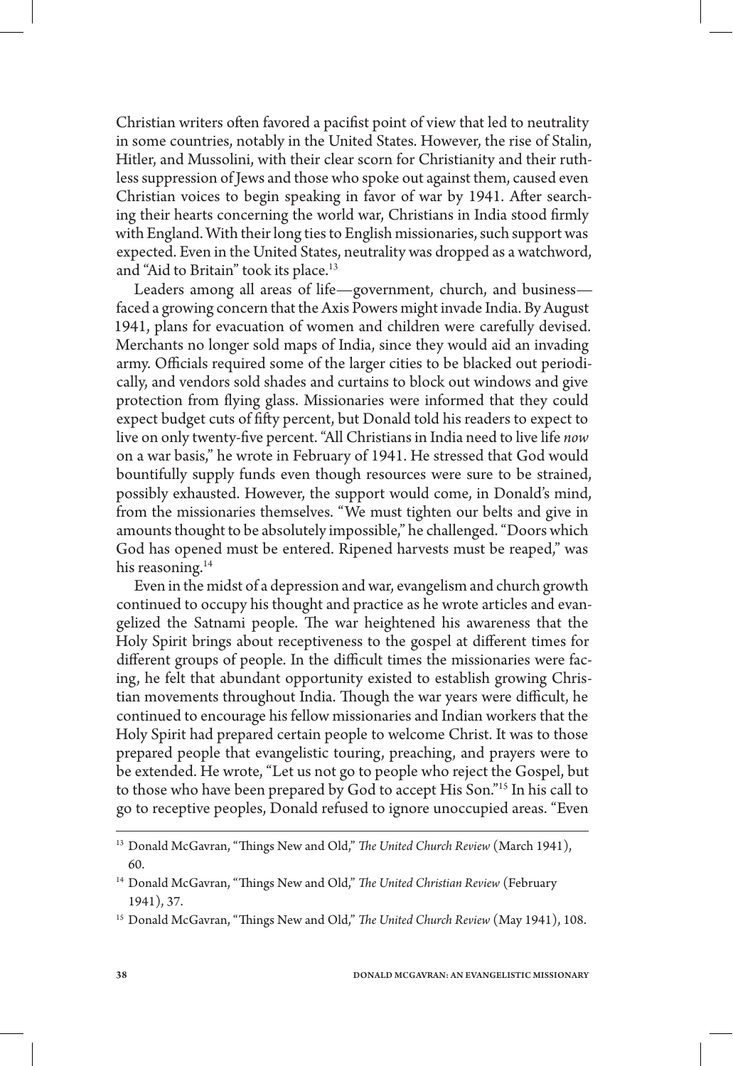Christian writers often favored a pacifist point of view that led to neutrality in some countries, notably in the United States. However, the rise of Stalin, Hitler, and Mussolini, with their clear scorn for Christianity and their ruthless suppression of Jews and those who spoke out against them, caused even Christian voices to begin speaking in favor of war by 1941. After searching their hearts concerning the world war, Christians in India stood firmly with England. With their long ties to English missionaries, such support was expected. Even in the United States, neutrality was dropped as a watchword, and "Aid to Britain" took its place.[13]

Leaders among all areas of life—government, church, and business—faced a growing concern that the Axis Powers might invade India. By August 1941, plans for evacuation of women and children were carefully devised. Merchants no longer sold maps of India, since they would aid an invading army. Officials required some of the larger cities to be blacked out periodically, and vendors sold shades and curtains to block out windows and give protection from flying glass. Missionaries were informed that they could expect budget cuts of fifty percent, but Donald told his readers to expect to live on only twenty-five percent. "All Christians in India need to live life *now* on a war basis," he wrote in February of 1941. He stressed that God would bountifully supply funds even though resources were sure to be strained, possibly exhausted. However, the support would come, in Donald's mind, from the missionaries themselves. "We must tighten our belts and give in amounts thought to be absolutely impossible," he challenged. "Doors which God has opened must be entered. Ripened harvests must be reaped," was his reasoning.[14]

Even in the midst of a depression and war, evangelism and church growth continued to occupy his thought and practice as he wrote articles and evangelized the Satnami people. The war heightened his awareness that the Holy Spirit brings about receptiveness to the gospel at different times for different groups of people. In the difficult times the missionaries were facing, he felt that abundant opportunity existed to establish growing Christian movements throughout India. Though the war years were difficult, he continued to encourage his fellow missionaries and Indian workers that the Holy Spirit had prepared certain people to welcome Christ. It was to those prepared people that evangelistic touring, preaching, and prayers were to be extended. He wrote, "Let us not go to people who reject the Gospel, but to those who have been prepared by God to accept His Son."[15] In his call to go to receptive peoples, Donald refused to ignore unoccupied areas. "Even

---

[13] Donald McGavran, "Things New and Old," *The United Church Review* (March 1941), 60.

[14] Donald McGavran, "Things New and Old," *The United Christian Review* (February 1941), 37.

[15] Donald McGavran, "Things New and Old," *The United Church Review* (May 1941), 108.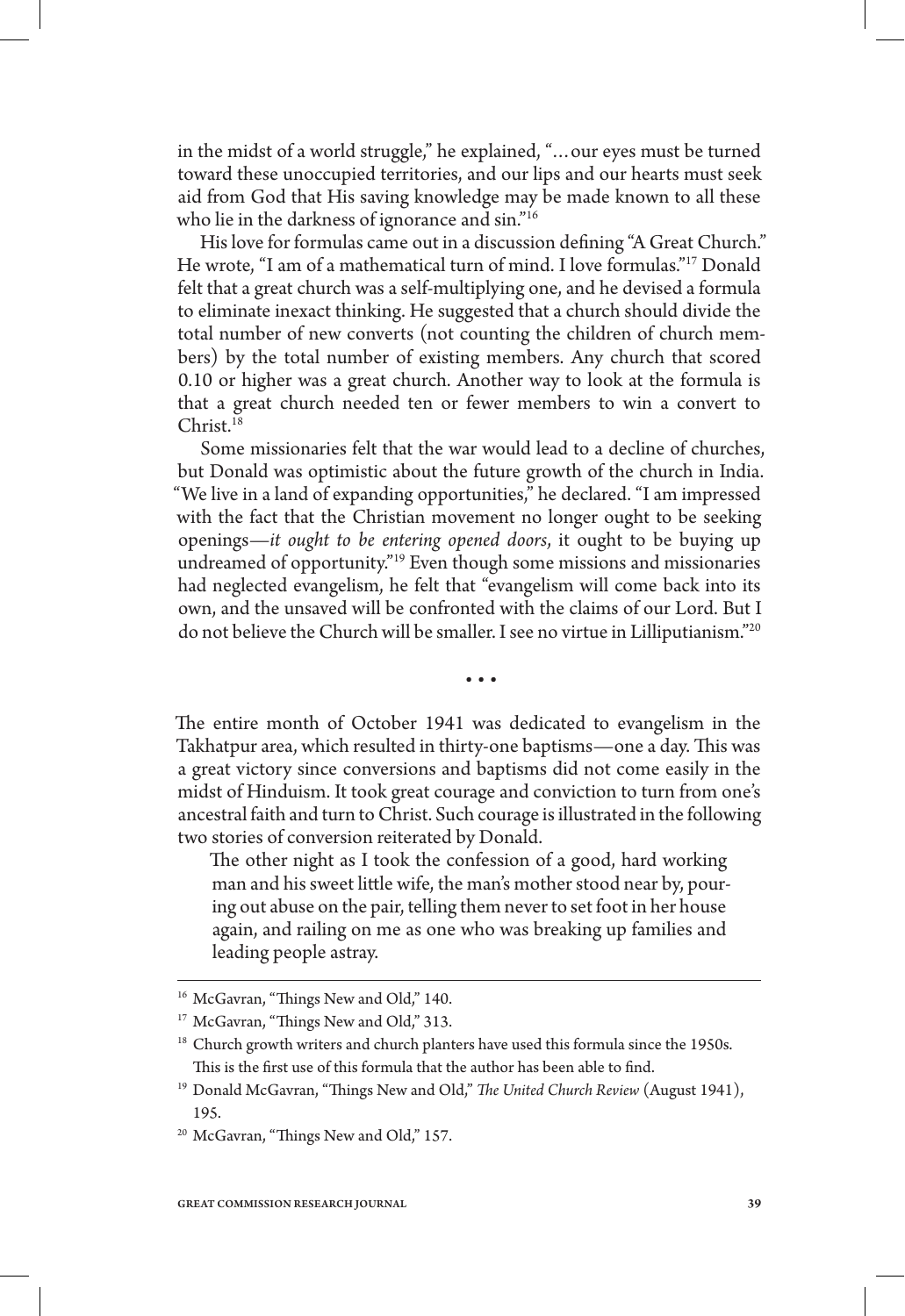in the midst of a world struggle," he explained, "…our eyes must be turned toward these unoccupied territories, and our lips and our hearts must seek aid from God that His saving knowledge may be made known to all these who lie in the darkness of ignorance and sin."[16]

His love for formulas came out in a discussion defining "A Great Church." He wrote, "I am of a mathematical turn of mind. I love formulas."[17] Donald felt that a great church was a self-multiplying one, and he devised a formula to eliminate inexact thinking. He suggested that a church should divide the total number of new converts (not counting the children of church members) by the total number of existing members. Any church that scored 0.10 or higher was a great church. Another way to look at the formula is that a great church needed ten or fewer members to win a convert to Christ.[18]

Some missionaries felt that the war would lead to a decline of churches, but Donald was optimistic about the future growth of the church in India. "We live in a land of expanding opportunities," he declared. "I am impressed with the fact that the Christian movement no longer ought to be seeking openings—*it ought to be entering opened doors*, it ought to be buying up undreamed of opportunity."[19] Even though some missions and missionaries had neglected evangelism, he felt that "evangelism will come back into its own, and the unsaved will be confronted with the claims of our Lord. But I do not believe the Church will be smaller. I see no virtue in Lilliputianism."[20]

• • •

The entire month of October 1941 was dedicated to evangelism in the Takhatpur area, which resulted in thirty-one baptisms—one a day. This was a great victory since conversions and baptisms did not come easily in the midst of Hinduism. It took great courage and conviction to turn from one's ancestral faith and turn to Christ. Such courage is illustrated in the following two stories of conversion reiterated by Donald.

> The other night as I took the confession of a good, hard working man and his sweet little wife, the man's mother stood near by, pouring out abuse on the pair, telling them never to set foot in her house again, and railing on me as one who was breaking up families and leading people astray.

---

[16] McGavran, "Things New and Old," 140.

[17] McGavran, "Things New and Old," 313.

[18] Church growth writers and church planters have used this formula since the 1950s. This is the first use of this formula that the author has been able to find.

[19] Donald McGavran, "Things New and Old," *The United Church Review* (August 1941), 195.

[20] McGavran, "Things New and Old," 157.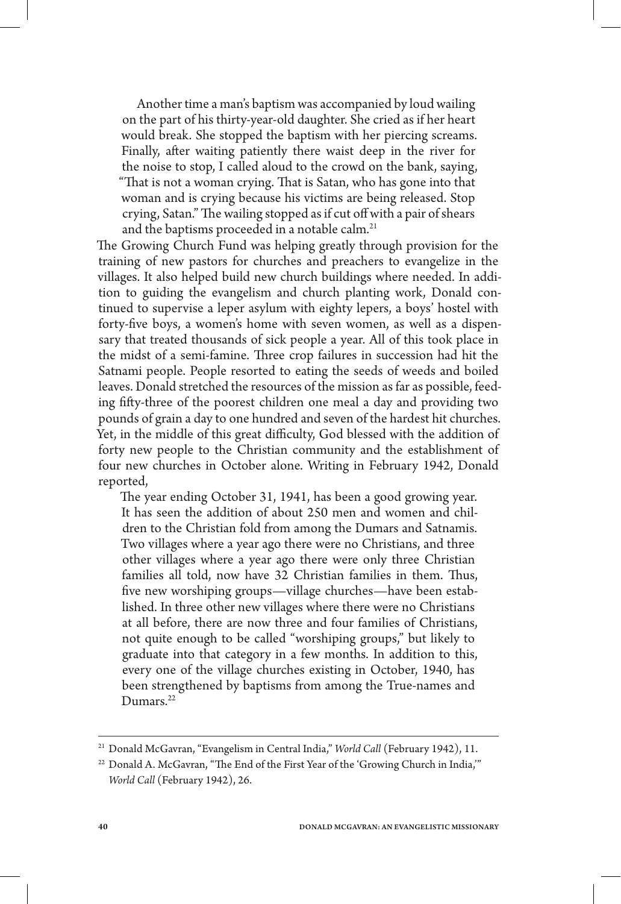> Another time a man's baptism was accompanied by loud wailing on the part of his thirty-year-old daughter. She cried as if her heart would break. She stopped the baptism with her piercing screams. Finally, after waiting patiently there waist deep in the river for the noise to stop, I called aloud to the crowd on the bank, saying, "That is not a woman crying. That is Satan, who has gone into that woman and is crying because his victims are being released. Stop crying, Satan." The wailing stopped as if cut off with a pair of shears and the baptisms proceeded in a notable calm.[21]

The Growing Church Fund was helping greatly through provision for the training of new pastors for churches and preachers to evangelize in the villages. It also helped build new church buildings where needed. In addition to guiding the evangelism and church planting work, Donald continued to supervise a leper asylum with eighty lepers, a boys' hostel with forty-five boys, a women's home with seven women, as well as a dispensary that treated thousands of sick people a year. All of this took place in the midst of a semi-famine. Three crop failures in succession had hit the Satnami people. People resorted to eating the seeds of weeds and boiled leaves. Donald stretched the resources of the mission as far as possible, feeding fifty-three of the poorest children one meal a day and providing two pounds of grain a day to one hundred and seven of the hardest hit churches. Yet, in the middle of this great difficulty, God blessed with the addition of forty new people to the Christian community and the establishment of four new churches in October alone. Writing in February 1942, Donald reported,

> The year ending October 31, 1941, has been a good growing year. It has seen the addition of about 250 men and women and children to the Christian fold from among the Dumars and Satnamis. Two villages where a year ago there were no Christians, and three other villages where a year ago there were only three Christian families all told, now have 32 Christian families in them. Thus, five new worshiping groups—village churches—have been established. In three other new villages where there were no Christians at all before, there are now three and four families of Christians, not quite enough to be called "worshiping groups," but likely to graduate into that category in a few months. In addition to this, every one of the village churches existing in October, 1940, has been strengthened by baptisms from among the True-names and Dumars.[22]

---

[21] Donald McGavran, "Evangelism in Central India," *World Call* (February 1942), 11.

[22] Donald A. McGavran, "The End of the First Year of the 'Growing Church in India,'" *World Call* (February 1942), 26.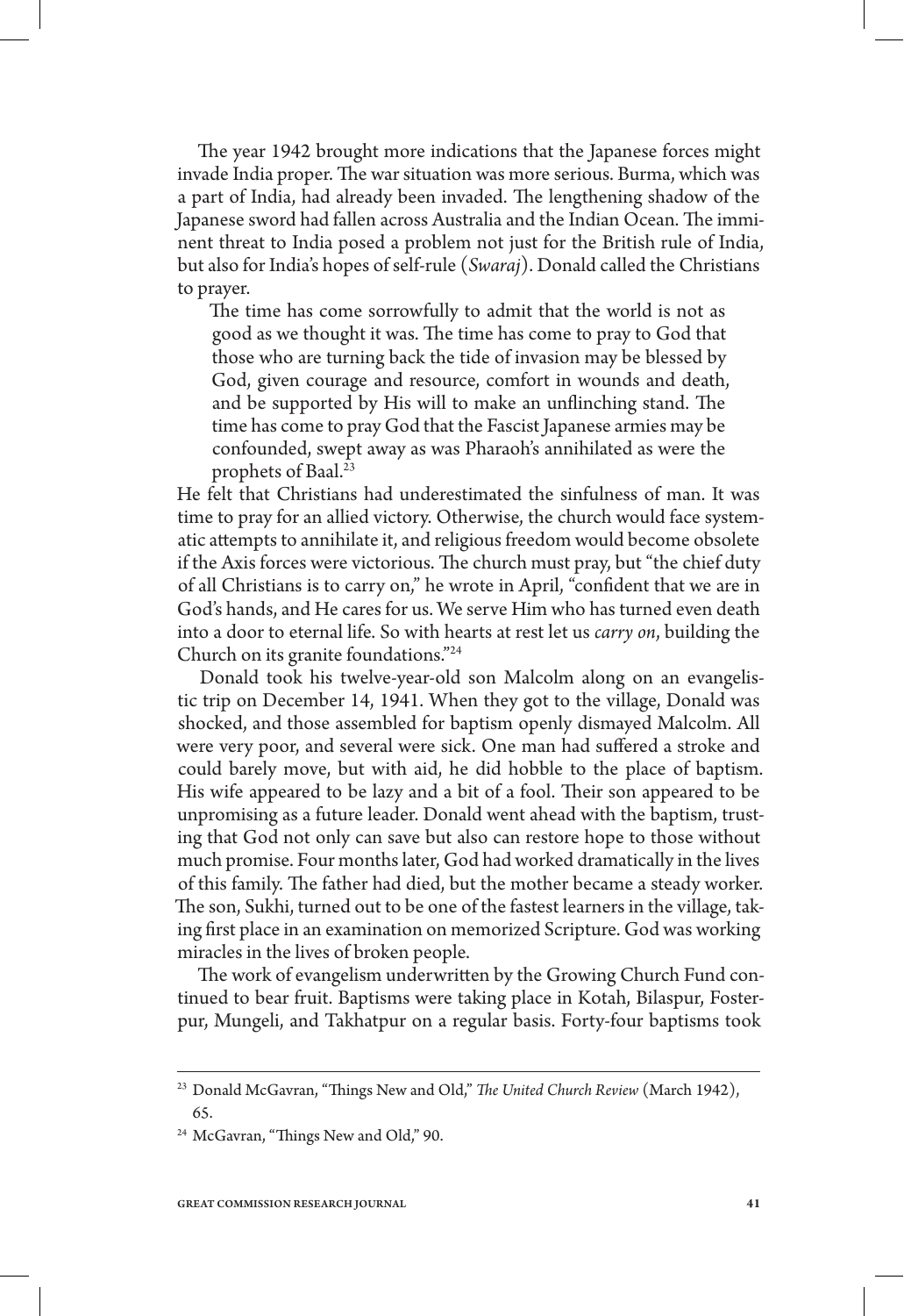The year 1942 brought more indications that the Japanese forces might invade India proper. The war situation was more serious. Burma, which was a part of India, had already been invaded. The lengthening shadow of the Japanese sword had fallen across Australia and the Indian Ocean. The imminent threat to India posed a problem not just for the British rule of India, but also for India's hopes of self-rule (*Swaraj*). Donald called the Christians to prayer.

> The time has come sorrowfully to admit that the world is not as good as we thought it was. The time has come to pray to God that those who are turning back the tide of invasion may be blessed by God, given courage and resource, comfort in wounds and death, and be supported by His will to make an unflinching stand. The time has come to pray God that the Fascist Japanese armies may be confounded, swept away as was Pharaoh's annihilated as were the prophets of Baal.[23]

He felt that Christians had underestimated the sinfulness of man. It was time to pray for an allied victory. Otherwise, the church would face systematic attempts to annihilate it, and religious freedom would become obsolete if the Axis forces were victorious. The church must pray, but "the chief duty of all Christians is to carry on," he wrote in April, "confident that we are in God's hands, and He cares for us. We serve Him who has turned even death into a door to eternal life. So with hearts at rest let us *carry on*, building the Church on its granite foundations."[24]

Donald took his twelve-year-old son Malcolm along on an evangelistic trip on December 14, 1941. When they got to the village, Donald was shocked, and those assembled for baptism openly dismayed Malcolm. All were very poor, and several were sick. One man had suffered a stroke and could barely move, but with aid, he did hobble to the place of baptism. His wife appeared to be lazy and a bit of a fool. Their son appeared to be unpromising as a future leader. Donald went ahead with the baptism, trusting that God not only can save but also can restore hope to those without much promise. Four months later, God had worked dramatically in the lives of this family. The father had died, but the mother became a steady worker. The son, Sukhi, turned out to be one of the fastest learners in the village, taking first place in an examination on memorized Scripture. God was working miracles in the lives of broken people.

The work of evangelism underwritten by the Growing Church Fund continued to bear fruit. Baptisms were taking place in Kotah, Bilaspur, Fosterpur, Mungeli, and Takhatpur on a regular basis. Forty-four baptisms took

---

[23] Donald McGavran, "Things New and Old," *The United Church Review* (March 1942), 65.

[24] McGavran, "Things New and Old," 90.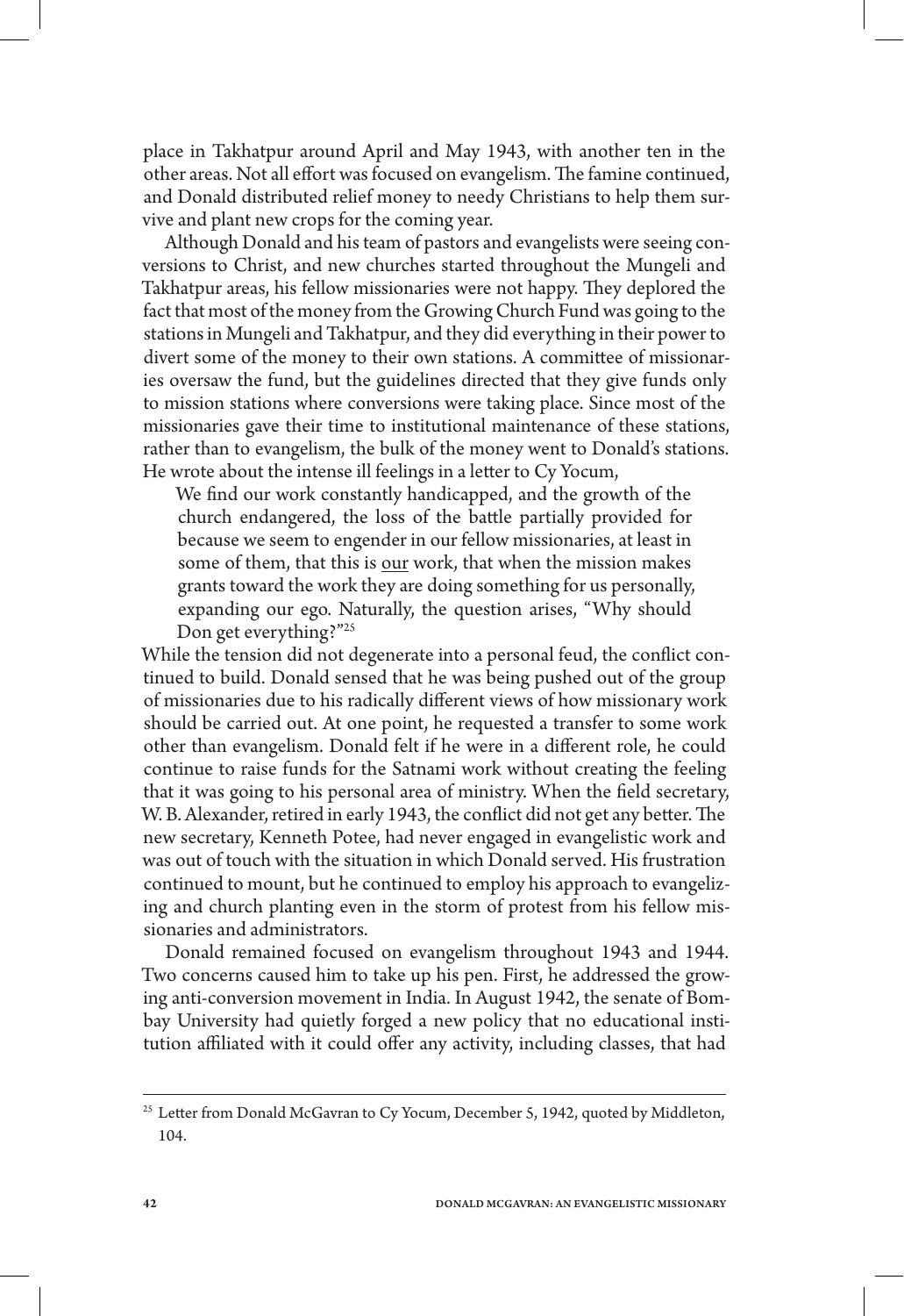place in Takhatpur around April and May 1943, with another ten in the other areas. Not all effort was focused on evangelism. The famine continued, and Donald distributed relief money to needy Christians to help them survive and plant new crops for the coming year.

Although Donald and his team of pastors and evangelists were seeing conversions to Christ, and new churches started throughout the Mungeli and Takhatpur areas, his fellow missionaries were not happy. They deplored the fact that most of the money from the Growing Church Fund was going to the stations in Mungeli and Takhatpur, and they did everything in their power to divert some of the money to their own stations. A committee of missionaries oversaw the fund, but the guidelines directed that they give funds only to mission stations where conversions were taking place. Since most of the missionaries gave their time to institutional maintenance of these stations, rather than to evangelism, the bulk of the money went to Donald's stations. He wrote about the intense ill feelings in a letter to Cy Yocum,

> We find our work constantly handicapped, and the growth of the church endangered, the loss of the battle partially provided for because we seem to engender in our fellow missionaries, at least in some of them, that this is <u>our</u> work, that when the mission makes grants toward the work they are doing something for us personally, expanding our ego. Naturally, the question arises, "Why should Don get everything?"[25]

While the tension did not degenerate into a personal feud, the conflict continued to build. Donald sensed that he was being pushed out of the group of missionaries due to his radically different views of how missionary work should be carried out. At one point, he requested a transfer to some work other than evangelism. Donald felt if he were in a different role, he could continue to raise funds for the Satnami work without creating the feeling that it was going to his personal area of ministry. When the field secretary, W. B. Alexander, retired in early 1943, the conflict did not get any better. The new secretary, Kenneth Potee, had never engaged in evangelistic work and was out of touch with the situation in which Donald served. His frustration continued to mount, but he continued to employ his approach to evangelizing and church planting even in the storm of protest from his fellow missionaries and administrators.

Donald remained focused on evangelism throughout 1943 and 1944. Two concerns caused him to take up his pen. First, he addressed the growing anti-conversion movement in India. In August 1942, the senate of Bombay University had quietly forged a new policy that no educational institution affiliated with it could offer any activity, including classes, that had

---

[25] Letter from Donald McGavran to Cy Yocum, December 5, 1942, quoted by Middleton, 104.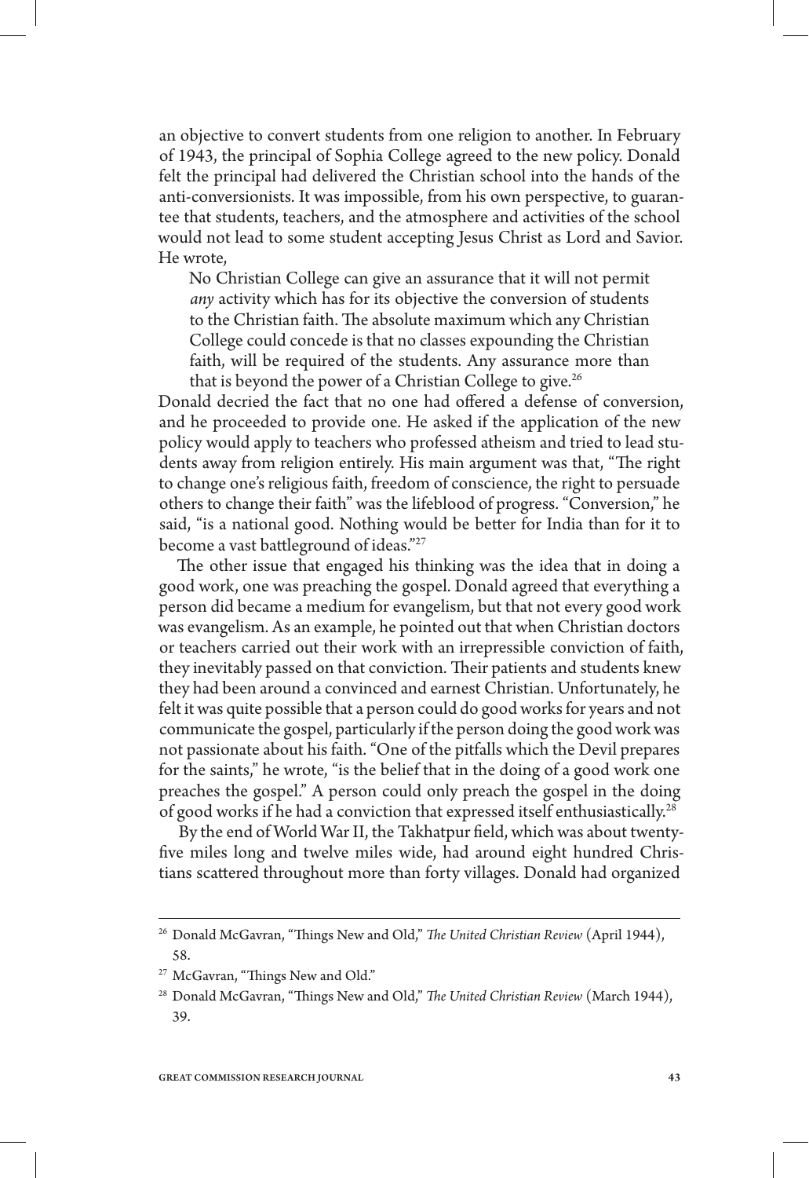an objective to convert students from one religion to another. In February of 1943, the principal of Sophia College agreed to the new policy. Donald felt the principal had delivered the Christian school into the hands of the anti-conversionists. It was impossible, from his own perspective, to guarantee that students, teachers, and the atmosphere and activities of the school would not lead to some student accepting Jesus Christ as Lord and Savior. He wrote,

> No Christian College can give an assurance that it will not permit *any* activity which has for its objective the conversion of students to the Christian faith. The absolute maximum which any Christian College could concede is that no classes expounding the Christian faith, will be required of the students. Any assurance more than that is beyond the power of a Christian College to give.[26]

Donald decried the fact that no one had offered a defense of conversion, and he proceeded to provide one. He asked if the application of the new policy would apply to teachers who professed atheism and tried to lead students away from religion entirely. His main argument was that, "The right to change one's religious faith, freedom of conscience, the right to persuade others to change their faith" was the lifeblood of progress. "Conversion," he said, "is a national good. Nothing would be better for India than for it to become a vast battleground of ideas."[27]

The other issue that engaged his thinking was the idea that in doing a good work, one was preaching the gospel. Donald agreed that everything a person did became a medium for evangelism, but that not every good work was evangelism. As an example, he pointed out that when Christian doctors or teachers carried out their work with an irrepressible conviction of faith, they inevitably passed on that conviction. Their patients and students knew they had been around a convinced and earnest Christian. Unfortunately, he felt it was quite possible that a person could do good works for years and not communicate the gospel, particularly if the person doing the good work was not passionate about his faith. "One of the pitfalls which the Devil prepares for the saints," he wrote, "is the belief that in the doing of a good work one preaches the gospel." A person could only preach the gospel in the doing of good works if he had a conviction that expressed itself enthusiastically.[28]

By the end of World War II, the Takhatpur field, which was about twenty-five miles long and twelve miles wide, had around eight hundred Christians scattered throughout more than forty villages. Donald had organized

---

[26] Donald McGavran, "Things New and Old," *The United Christian Review* (April 1944), 58.

[27] McGavran, "Things New and Old."

[28] Donald McGavran, "Things New and Old," *The United Christian Review* (March 1944), 39.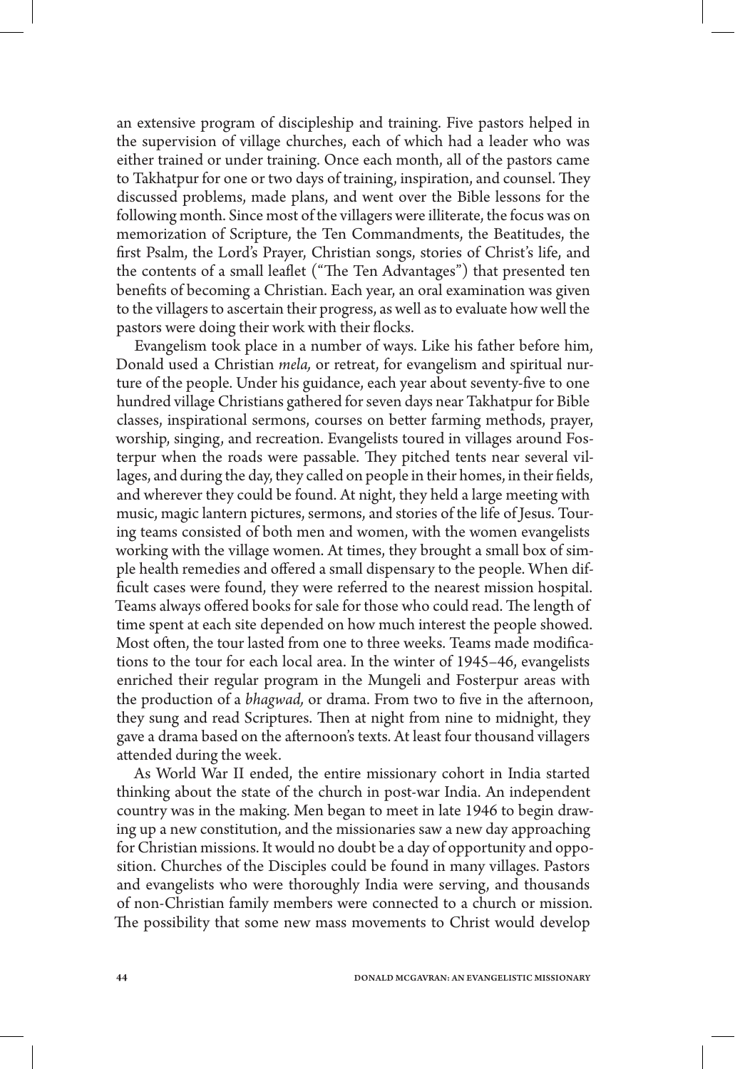an extensive program of discipleship and training. Five pastors helped in the supervision of village churches, each of which had a leader who was either trained or under training. Once each month, all of the pastors came to Takhatpur for one or two days of training, inspiration, and counsel. They discussed problems, made plans, and went over the Bible lessons for the following month. Since most of the villagers were illiterate, the focus was on memorization of Scripture, the Ten Commandments, the Beatitudes, the first Psalm, the Lord's Prayer, Christian songs, stories of Christ's life, and the contents of a small leaflet ("The Ten Advantages") that presented ten benefits of becoming a Christian. Each year, an oral examination was given to the villagers to ascertain their progress, as well as to evaluate how well the pastors were doing their work with their flocks.

Evangelism took place in a number of ways. Like his father before him, Donald used a Christian *mela,* or retreat, for evangelism and spiritual nurture of the people. Under his guidance, each year about seventy-five to one hundred village Christians gathered for seven days near Takhatpur for Bible classes, inspirational sermons, courses on better farming methods, prayer, worship, singing, and recreation. Evangelists toured in villages around Fosterpur when the roads were passable. They pitched tents near several villages, and during the day, they called on people in their homes, in their fields, and wherever they could be found. At night, they held a large meeting with music, magic lantern pictures, sermons, and stories of the life of Jesus. Touring teams consisted of both men and women, with the women evangelists working with the village women. At times, they brought a small box of simple health remedies and offered a small dispensary to the people. When difficult cases were found, they were referred to the nearest mission hospital. Teams always offered books for sale for those who could read. The length of time spent at each site depended on how much interest the people showed. Most often, the tour lasted from one to three weeks. Teams made modifications to the tour for each local area. In the winter of 1945–46, evangelists enriched their regular program in the Mungeli and Fosterpur areas with the production of a *bhagwad,* or drama. From two to five in the afternoon, they sung and read Scriptures. Then at night from nine to midnight, they gave a drama based on the afternoon's texts. At least four thousand villagers attended during the week.

As World War II ended, the entire missionary cohort in India started thinking about the state of the church in post-war India. An independent country was in the making. Men began to meet in late 1946 to begin drawing up a new constitution, and the missionaries saw a new day approaching for Christian missions. It would no doubt be a day of opportunity and opposition. Churches of the Disciples could be found in many villages. Pastors and evangelists who were thoroughly India were serving, and thousands of non-Christian family members were connected to a church or mission. The possibility that some new mass movements to Christ would develop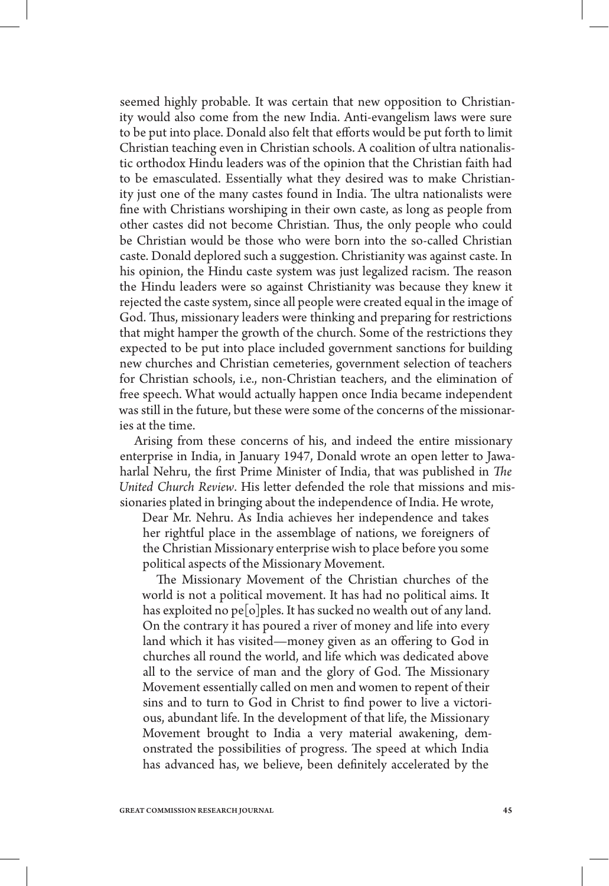seemed highly probable. It was certain that new opposition to Christianity would also come from the new India. Anti-evangelism laws were sure to be put into place. Donald also felt that efforts would be put forth to limit Christian teaching even in Christian schools. A coalition of ultra nationalistic orthodox Hindu leaders was of the opinion that the Christian faith had to be emasculated. Essentially what they desired was to make Christianity just one of the many castes found in India. The ultra nationalists were fine with Christians worshiping in their own caste, as long as people from other castes did not become Christian. Thus, the only people who could be Christian would be those who were born into the so-called Christian caste. Donald deplored such a suggestion. Christianity was against caste. In his opinion, the Hindu caste system was just legalized racism. The reason the Hindu leaders were so against Christianity was because they knew it rejected the caste system, since all people were created equal in the image of God. Thus, missionary leaders were thinking and preparing for restrictions that might hamper the growth of the church. Some of the restrictions they expected to be put into place included government sanctions for building new churches and Christian cemeteries, government selection of teachers for Christian schools, i.e., non-Christian teachers, and the elimination of free speech. What would actually happen once India became independent was still in the future, but these were some of the concerns of the missionaries at the time.

Arising from these concerns of his, and indeed the entire missionary enterprise in India, in January 1947, Donald wrote an open letter to Jawaharlal Nehru, the first Prime Minister of India, that was published in *The United Church Review*. His letter defended the role that missions and missionaries plated in bringing about the independence of India. He wrote,

> Dear Mr. Nehru. As India achieves her independence and takes her rightful place in the assemblage of nations, we foreigners of the Christian Missionary enterprise wish to place before you some political aspects of the Missionary Movement.
>
> The Missionary Movement of the Christian churches of the world is not a political movement. It has had no political aims. It has exploited no pe[o]ples. It has sucked no wealth out of any land. On the contrary it has poured a river of money and life into every land which it has visited—money given as an offering to God in churches all round the world, and life which was dedicated above all to the service of man and the glory of God. The Missionary Movement essentially called on men and women to repent of their sins and to turn to God in Christ to find power to live a victorious, abundant life. In the development of that life, the Missionary Movement brought to India a very material awakening, demonstrated the possibilities of progress. The speed at which India has advanced has, we believe, been definitely accelerated by the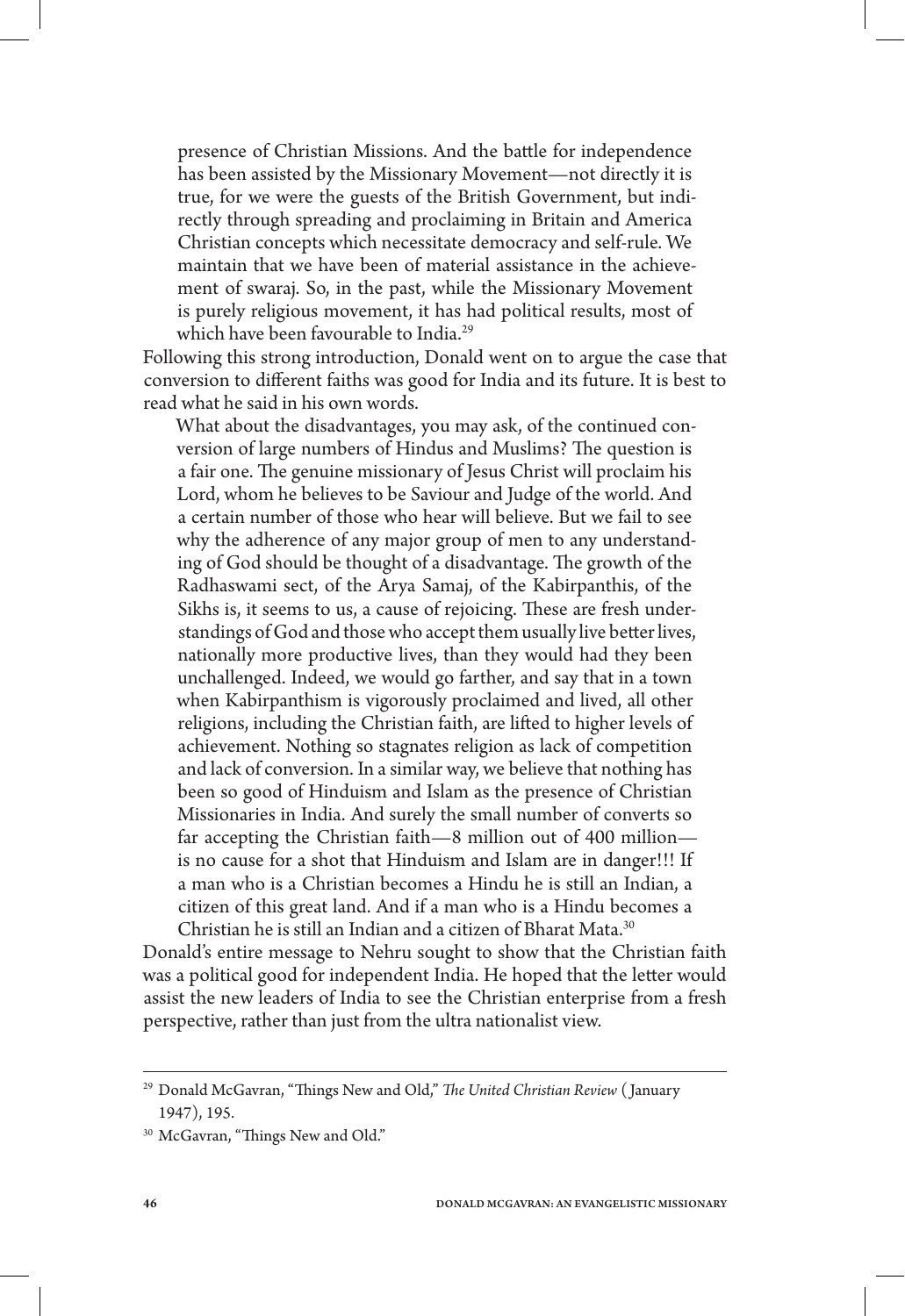> presence of Christian Missions. And the battle for independence has been assisted by the Missionary Movement—not directly it is true, for we were the guests of the British Government, but indirectly through spreading and proclaiming in Britain and America Christian concepts which necessitate democracy and self-rule. We maintain that we have been of material assistance in the achievement of swaraj. So, in the past, while the Missionary Movement is purely religious movement, it has had political results, most of which have been favourable to India.[29]

Following this strong introduction, Donald went on to argue the case that conversion to different faiths was good for India and its future. It is best to read what he said in his own words.

> What about the disadvantages, you may ask, of the continued conversion of large numbers of Hindus and Muslims? The question is a fair one. The genuine missionary of Jesus Christ will proclaim his Lord, whom he believes to be Saviour and Judge of the world. And a certain number of those who hear will believe. But we fail to see why the adherence of any major group of men to any understanding of God should be thought of a disadvantage. The growth of the Radhaswami sect, of the Arya Samaj, of the Kabirpanthis, of the Sikhs is, it seems to us, a cause of rejoicing. These are fresh understandings of God and those who accept them usually live better lives, nationally more productive lives, than they would had they been unchallenged. Indeed, we would go farther, and say that in a town when Kabirpanthism is vigorously proclaimed and lived, all other religions, including the Christian faith, are lifted to higher levels of achievement. Nothing so stagnates religion as lack of competition and lack of conversion. In a similar way, we believe that nothing has been so good of Hinduism and Islam as the presence of Christian Missionaries in India. And surely the small number of converts so far accepting the Christian faith—8 million out of 400 million—is no cause for a shot that Hinduism and Islam are in danger!!! If a man who is a Christian becomes a Hindu he is still an Indian, a citizen of this great land. And if a man who is a Hindu becomes a Christian he is still an Indian and a citizen of Bharat Mata.[30]

Donald's entire message to Nehru sought to show that the Christian faith was a political good for independent India. He hoped that the letter would assist the new leaders of India to see the Christian enterprise from a fresh perspective, rather than just from the ultra nationalist view.

---

[29] Donald McGavran, "Things New and Old," *The United Christian Review* (January 1947), 195.

[30] McGavran, "Things New and Old."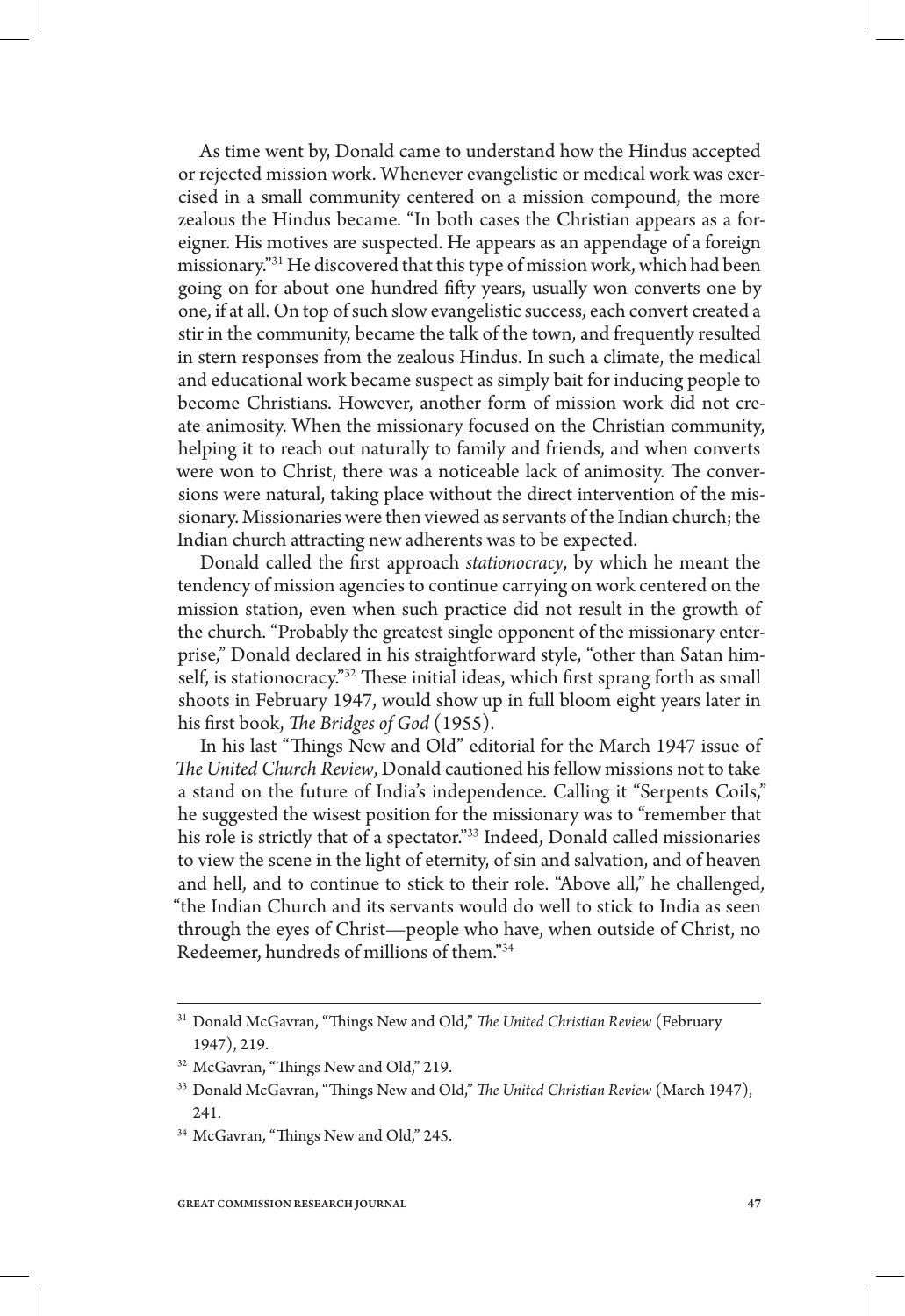As time went by, Donald came to understand how the Hindus accepted or rejected mission work. Whenever evangelistic or medical work was exercised in a small community centered on a mission compound, the more zealous the Hindus became. "In both cases the Christian appears as a foreigner. His motives are suspected. He appears as an appendage of a foreign missionary."[31] He discovered that this type of mission work, which had been going on for about one hundred fifty years, usually won converts one by one, if at all. On top of such slow evangelistic success, each convert created a stir in the community, became the talk of the town, and frequently resulted in stern responses from the zealous Hindus. In such a climate, the medical and educational work became suspect as simply bait for inducing people to become Christians. However, another form of mission work did not create animosity. When the missionary focused on the Christian community, helping it to reach out naturally to family and friends, and when converts were won to Christ, there was a noticeable lack of animosity. The conversions were natural, taking place without the direct intervention of the missionary. Missionaries were then viewed as servants of the Indian church; the Indian church attracting new adherents was to be expected.

Donald called the first approach *stationocracy*, by which he meant the tendency of mission agencies to continue carrying on work centered on the mission station, even when such practice did not result in the growth of the church. "Probably the greatest single opponent of the missionary enterprise," Donald declared in his straightforward style, "other than Satan himself, is stationocracy."[32] These initial ideas, which first sprang forth as small shoots in February 1947, would show up in full bloom eight years later in his first book, *The Bridges of God* (1955).

In his last "Things New and Old" editorial for the March 1947 issue of *The United Church Review*, Donald cautioned his fellow missions not to take a stand on the future of India's independence. Calling it "Serpents Coils," he suggested the wisest position for the missionary was to "remember that his role is strictly that of a spectator."[33] Indeed, Donald called missionaries to view the scene in the light of eternity, of sin and salvation, and of heaven and hell, and to continue to stick to their role. "Above all," he challenged, "the Indian Church and its servants would do well to stick to India as seen through the eyes of Christ—people who have, when outside of Christ, no Redeemer, hundreds of millions of them."[34]

---

[31] Donald McGavran, "Things New and Old," *The United Christian Review* (February 1947), 219.

[32] McGavran, "Things New and Old," 219.

[33] Donald McGavran, "Things New and Old," *The United Christian Review* (March 1947), 241.

[34] McGavran, "Things New and Old," 245.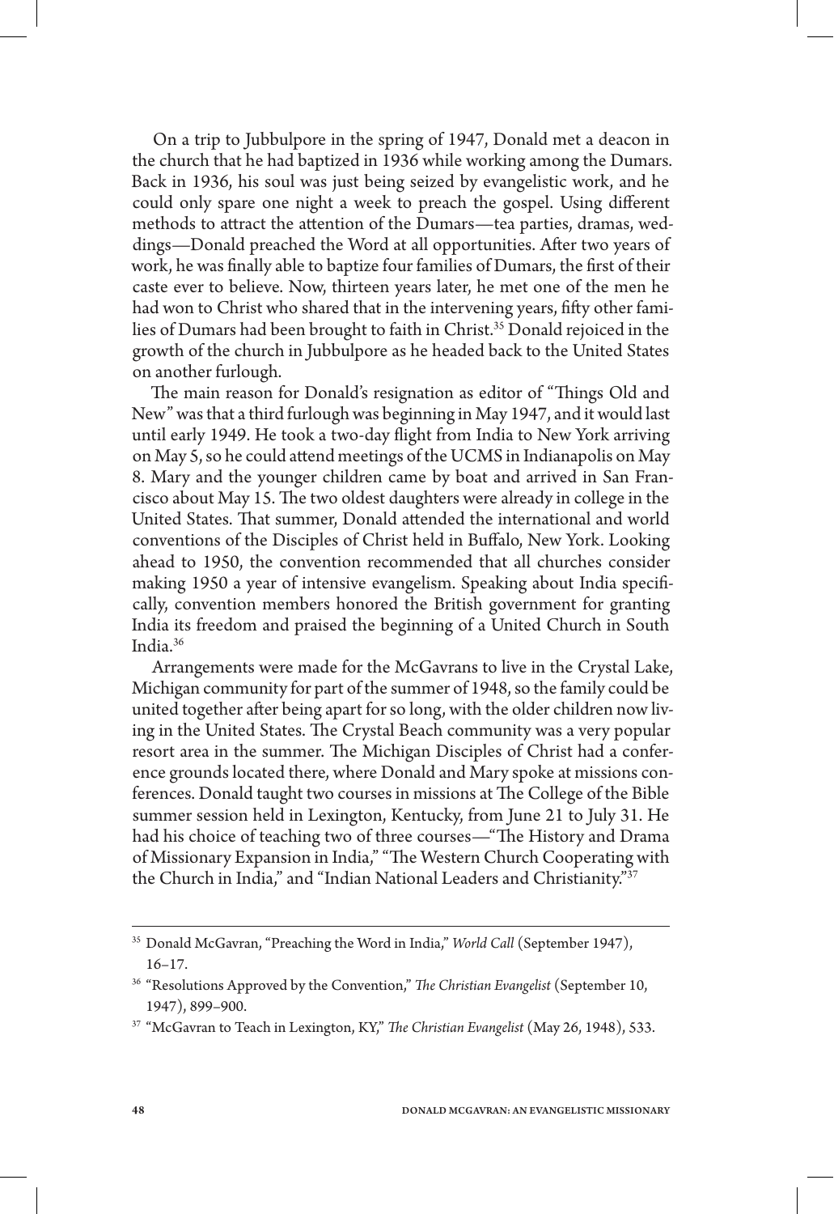On a trip to Jubbulpore in the spring of 1947, Donald met a deacon in the church that he had baptized in 1936 while working among the Dumars. Back in 1936, his soul was just being seized by evangelistic work, and he could only spare one night a week to preach the gospel. Using different methods to attract the attention of the Dumars—tea parties, dramas, weddings—Donald preached the Word at all opportunities. After two years of work, he was finally able to baptize four families of Dumars, the first of their caste ever to believe. Now, thirteen years later, he met one of the men he had won to Christ who shared that in the intervening years, fifty other families of Dumars had been brought to faith in Christ.[35] Donald rejoiced in the growth of the church in Jubbulpore as he headed back to the United States on another furlough.

The main reason for Donald's resignation as editor of "Things Old and New" was that a third furlough was beginning in May 1947, and it would last until early 1949. He took a two-day flight from India to New York arriving on May 5, so he could attend meetings of the UCMS in Indianapolis on May 8. Mary and the younger children came by boat and arrived in San Francisco about May 15. The two oldest daughters were already in college in the United States. That summer, Donald attended the international and world conventions of the Disciples of Christ held in Buffalo, New York. Looking ahead to 1950, the convention recommended that all churches consider making 1950 a year of intensive evangelism. Speaking about India specifically, convention members honored the British government for granting India its freedom and praised the beginning of a United Church in South India.[36]

Arrangements were made for the McGavrans to live in the Crystal Lake, Michigan community for part of the summer of 1948, so the family could be united together after being apart for so long, with the older children now living in the United States. The Crystal Beach community was a very popular resort area in the summer. The Michigan Disciples of Christ had a conference grounds located there, where Donald and Mary spoke at missions conferences. Donald taught two courses in missions at The College of the Bible summer session held in Lexington, Kentucky, from June 21 to July 31. He had his choice of teaching two of three courses—"The History and Drama of Missionary Expansion in India," "The Western Church Cooperating with the Church in India," and "Indian National Leaders and Christianity."[37]

---

[35] Donald McGavran, "Preaching the Word in India," *World Call* (September 1947), 16–17.

[36] "Resolutions Approved by the Convention," *The Christian Evangelist* (September 10, 1947), 899–900.

[37] "McGavran to Teach in Lexington, KY," *The Christian Evangelist* (May 26, 1948), 533.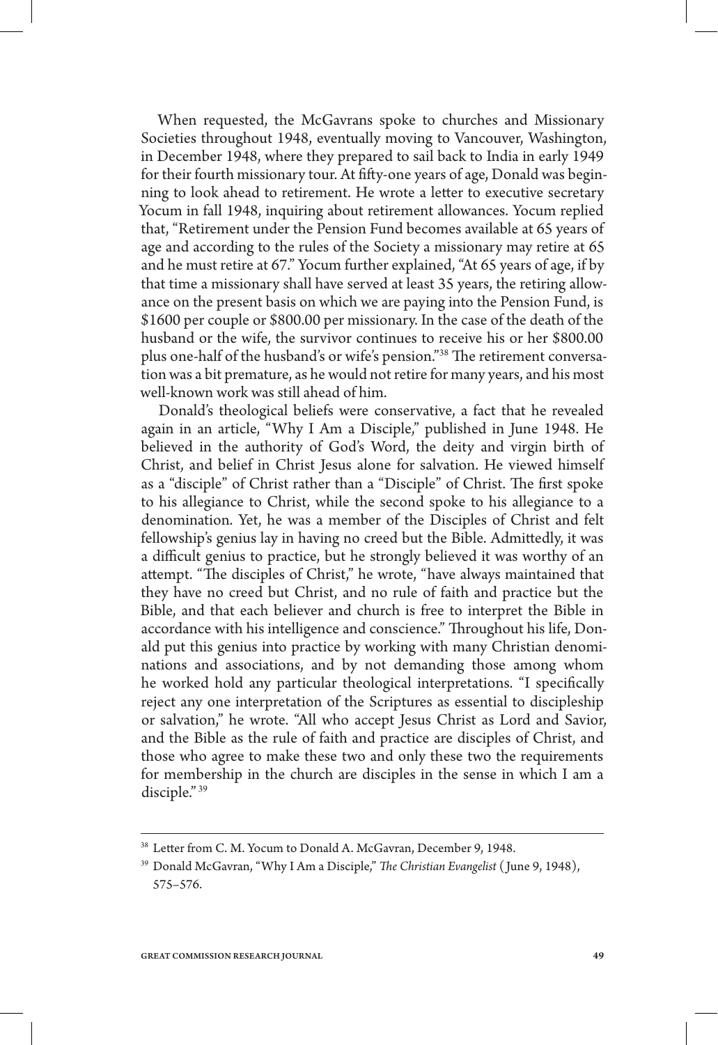When requested, the McGavrans spoke to churches and Missionary Societies throughout 1948, eventually moving to Vancouver, Washington, in December 1948, where they prepared to sail back to India in early 1949 for their fourth missionary tour. At fifty-one years of age, Donald was beginning to look ahead to retirement. He wrote a letter to executive secretary Yocum in fall 1948, inquiring about retirement allowances. Yocum replied that, "Retirement under the Pension Fund becomes available at 65 years of age and according to the rules of the Society a missionary may retire at 65 and he must retire at 67." Yocum further explained, "At 65 years of age, if by that time a missionary shall have served at least 35 years, the retiring allowance on the present basis on which we are paying into the Pension Fund, is \$1600 per couple or \$800.00 per missionary. In the case of the death of the husband or the wife, the survivor continues to receive his or her \$800.00 plus one-half of the husband's or wife's pension."[38] The retirement conversation was a bit premature, as he would not retire for many years, and his most well-known work was still ahead of him.

Donald's theological beliefs were conservative, a fact that he revealed again in an article, "Why I Am a Disciple," published in June 1948. He believed in the authority of God's Word, the deity and virgin birth of Christ, and belief in Christ Jesus alone for salvation. He viewed himself as a "disciple" of Christ rather than a "Disciple" of Christ. The first spoke to his allegiance to Christ, while the second spoke to his allegiance to a denomination. Yet, he was a member of the Disciples of Christ and felt fellowship's genius lay in having no creed but the Bible. Admittedly, it was a difficult genius to practice, but he strongly believed it was worthy of an attempt. "The disciples of Christ," he wrote, "have always maintained that they have no creed but Christ, and no rule of faith and practice but the Bible, and that each believer and church is free to interpret the Bible in accordance with his intelligence and conscience." Throughout his life, Donald put this genius into practice by working with many Christian denominations and associations, and by not demanding those among whom he worked hold any particular theological interpretations. "I specifically reject any one interpretation of the Scriptures as essential to discipleship or salvation," he wrote. "All who accept Jesus Christ as Lord and Savior, and the Bible as the rule of faith and practice are disciples of Christ, and those who agree to make these two and only these two the requirements for membership in the church are disciples in the sense in which I am a disciple."[39]

---

[38] Letter from C. M. Yocum to Donald A. McGavran, December 9, 1948.

[39] Donald McGavran, "Why I Am a Disciple," *The Christian Evangelist* (June 9, 1948), 575–576.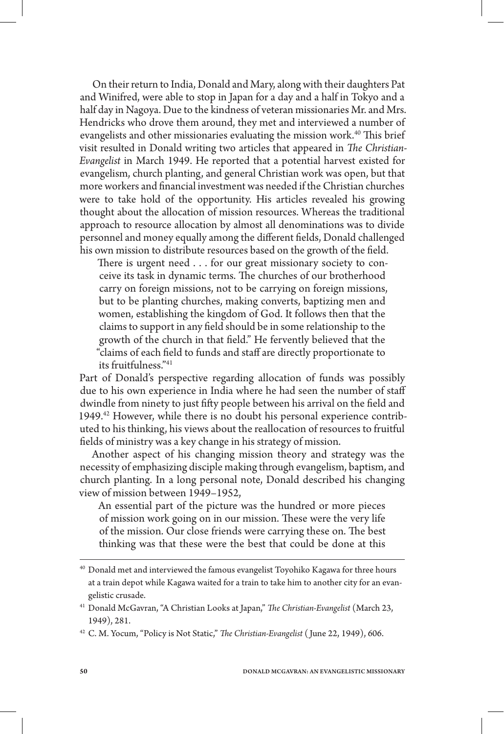On their return to India, Donald and Mary, along with their daughters Pat and Winifred, were able to stop in Japan for a day and a half in Tokyo and a half day in Nagoya. Due to the kindness of veteran missionaries Mr. and Mrs. Hendricks who drove them around, they met and interviewed a number of evangelists and other missionaries evaluating the mission work.[40] This brief visit resulted in Donald writing two articles that appeared in *The Christian-Evangelist* in March 1949. He reported that a potential harvest existed for evangelism, church planting, and general Christian work was open, but that more workers and financial investment was needed if the Christian churches were to take hold of the opportunity. His articles revealed his growing thought about the allocation of mission resources. Whereas the traditional approach to resource allocation by almost all denominations was to divide personnel and money equally among the different fields, Donald challenged his own mission to distribute resources based on the growth of the field.

> There is urgent need . . . for our great missionary society to conceive its task in dynamic terms. The churches of our brotherhood carry on foreign missions, not to be carrying on foreign missions, but to be planting churches, making converts, baptizing men and women, establishing the kingdom of God. It follows then that the claims to support in any field should be in some relationship to the growth of the church in that field." He fervently believed that the "claims of each field to funds and staff are directly proportionate to its fruitfulness."[41]

Part of Donald's perspective regarding allocation of funds was possibly due to his own experience in India where he had seen the number of staff dwindle from ninety to just fifty people between his arrival on the field and 1949.[42] However, while there is no doubt his personal experience contributed to his thinking, his views about the reallocation of resources to fruitful fields of ministry was a key change in his strategy of mission.

Another aspect of his changing mission theory and strategy was the necessity of emphasizing disciple making through evangelism, baptism, and church planting. In a long personal note, Donald described his changing view of mission between 1949–1952,

> An essential part of the picture was the hundred or more pieces of mission work going on in our mission. These were the very life of the mission. Our close friends were carrying these on. The best thinking was that these were the best that could be done at this

---

[40] Donald met and interviewed the famous evangelist Toyohiko Kagawa for three hours at a train depot while Kagawa waited for a train to take him to another city for an evangelistic crusade.

[41] Donald McGavran, "A Christian Looks at Japan," *The Christian-Evangelist* (March 23, 1949), 281.

[42] C. M. Yocum, "Policy is Not Static," *The Christian-Evangelist* (June 22, 1949), 606.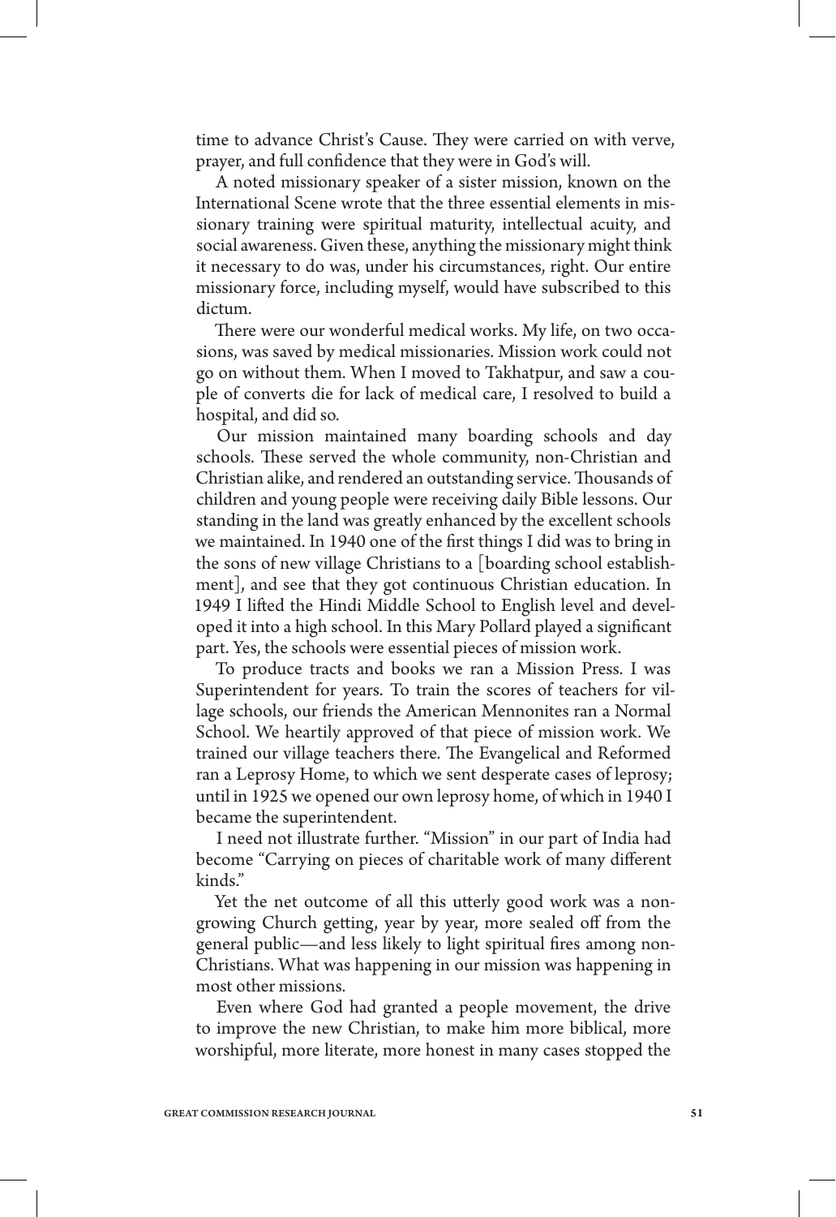time to advance Christ's Cause. They were carried on with verve, prayer, and full confidence that they were in God's will.

A noted missionary speaker of a sister mission, known on the International Scene wrote that the three essential elements in missionary training were spiritual maturity, intellectual acuity, and social awareness. Given these, anything the missionary might think it necessary to do was, under his circumstances, right. Our entire missionary force, including myself, would have subscribed to this dictum.

There were our wonderful medical works. My life, on two occasions, was saved by medical missionaries. Mission work could not go on without them. When I moved to Takhatpur, and saw a couple of converts die for lack of medical care, I resolved to build a hospital, and did so.

Our mission maintained many boarding schools and day schools. These served the whole community, non-Christian and Christian alike, and rendered an outstanding service. Thousands of children and young people were receiving daily Bible lessons. Our standing in the land was greatly enhanced by the excellent schools we maintained. In 1940 one of the first things I did was to bring in the sons of new village Christians to a [boarding school establishment], and see that they got continuous Christian education. In 1949 I lifted the Hindi Middle School to English level and developed it into a high school. In this Mary Pollard played a significant part. Yes, the schools were essential pieces of mission work.

To produce tracts and books we ran a Mission Press. I was Superintendent for years. To train the scores of teachers for village schools, our friends the American Mennonites ran a Normal School. We heartily approved of that piece of mission work. We trained our village teachers there. The Evangelical and Reformed ran a Leprosy Home, to which we sent desperate cases of leprosy; until in 1925 we opened our own leprosy home, of which in 1940 I became the superintendent.

I need not illustrate further. "Mission" in our part of India had become "Carrying on pieces of charitable work of many different kinds."

Yet the net outcome of all this utterly good work was a non-growing Church getting, year by year, more sealed off from the general public—and less likely to light spiritual fires among non-Christians. What was happening in our mission was happening in most other missions.

Even where God had granted a people movement, the drive to improve the new Christian, to make him more biblical, more worshipful, more literate, more honest in many cases stopped the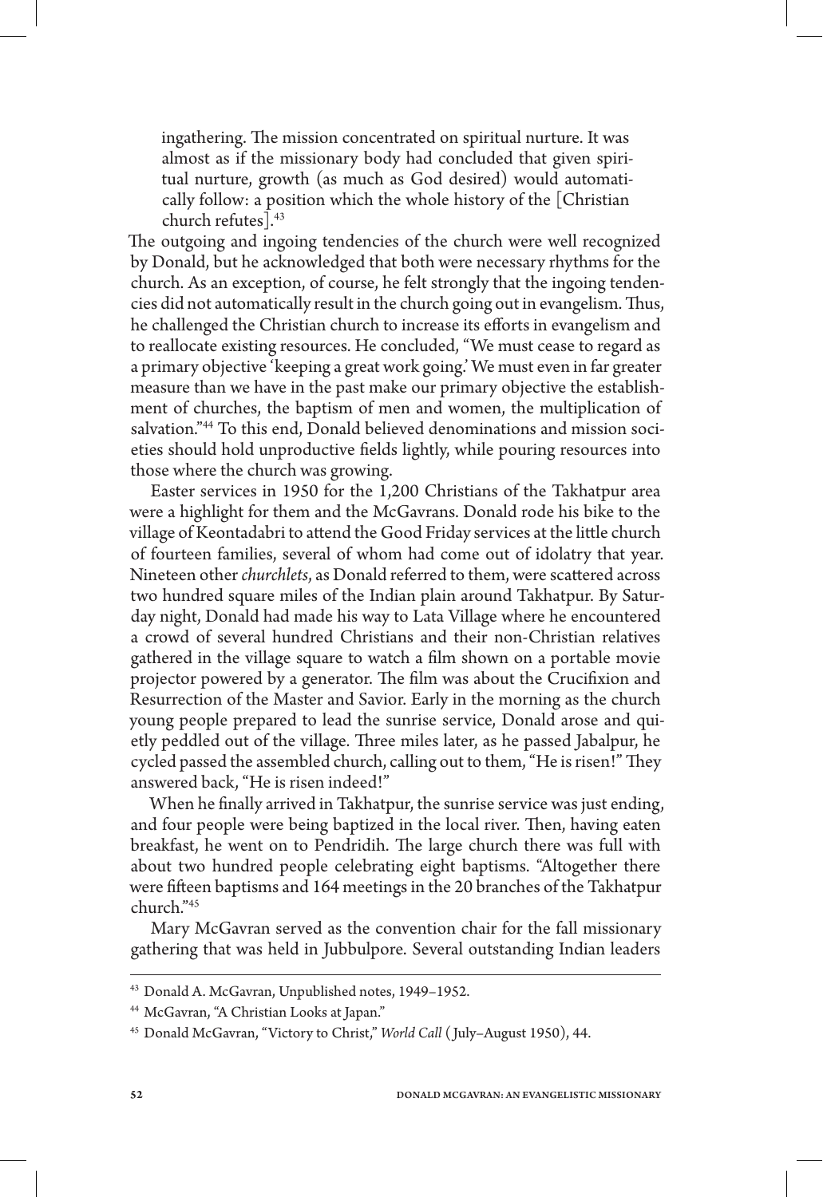> ingathering. The mission concentrated on spiritual nurture. It was almost as if the missionary body had concluded that given spiritual nurture, growth (as much as God desired) would automatically follow: a position which the whole history of the [Christian church refutes].[43]

The outgoing and ingoing tendencies of the church were well recognized by Donald, but he acknowledged that both were necessary rhythms for the church. As an exception, of course, he felt strongly that the ingoing tendencies did not automatically result in the church going out in evangelism. Thus, he challenged the Christian church to increase its efforts in evangelism and to reallocate existing resources. He concluded, "We must cease to regard as a primary objective 'keeping a great work going.' We must even in far greater measure than we have in the past make our primary objective the establishment of churches, the baptism of men and women, the multiplication of salvation."[44] To this end, Donald believed denominations and mission societies should hold unproductive fields lightly, while pouring resources into those where the church was growing.

Easter services in 1950 for the 1,200 Christians of the Takhatpur area were a highlight for them and the McGavrans. Donald rode his bike to the village of Keontadabri to attend the Good Friday services at the little church of fourteen families, several of whom had come out of idolatry that year. Nineteen other *churchlets*, as Donald referred to them, were scattered across two hundred square miles of the Indian plain around Takhatpur. By Saturday night, Donald had made his way to Lata Village where he encountered a crowd of several hundred Christians and their non-Christian relatives gathered in the village square to watch a film shown on a portable movie projector powered by a generator. The film was about the Crucifixion and Resurrection of the Master and Savior. Early in the morning as the church young people prepared to lead the sunrise service, Donald arose and quietly peddled out of the village. Three miles later, as he passed Jabalpur, he cycled passed the assembled church, calling out to them, "He is risen!" They answered back, "He is risen indeed!"

When he finally arrived in Takhatpur, the sunrise service was just ending, and four people were being baptized in the local river. Then, having eaten breakfast, he went on to Pendridih. The large church there was full with about two hundred people celebrating eight baptisms. "Altogether there were fifteen baptisms and 164 meetings in the 20 branches of the Takhatpur church."[45]

Mary McGavran served as the convention chair for the fall missionary gathering that was held in Jubbulpore. Several outstanding Indian leaders

---

[43] Donald A. McGavran, Unpublished notes, 1949–1952.

[44] McGavran, "A Christian Looks at Japan."

[45] Donald McGavran, "Victory to Christ," *World Call* (July–August 1950), 44.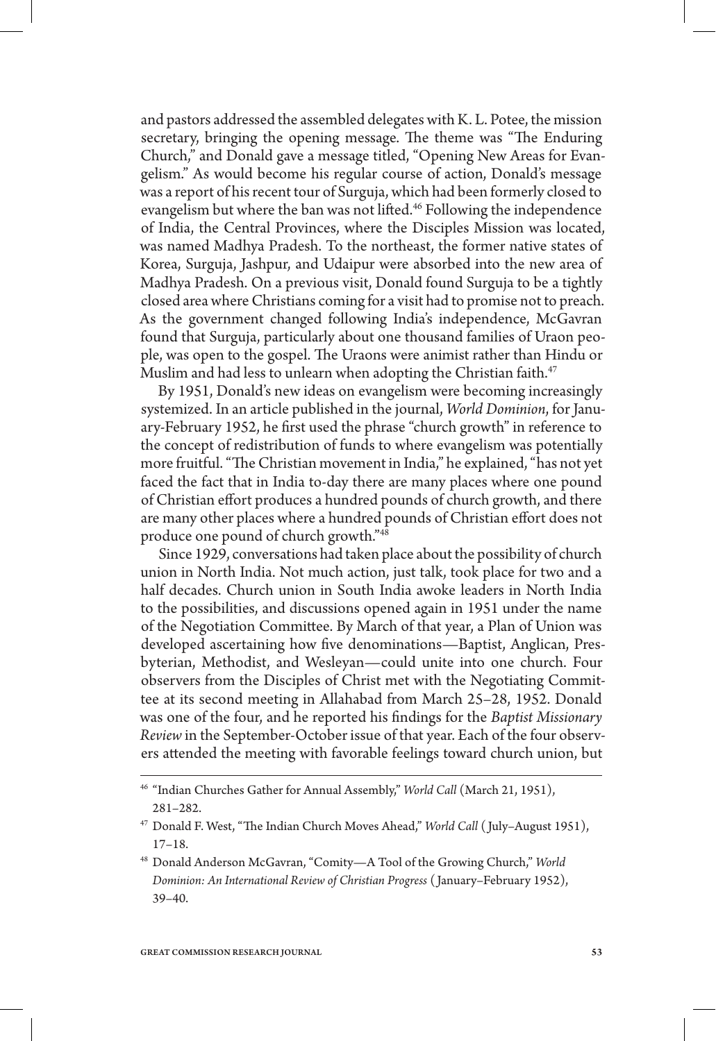and pastors addressed the assembled delegates with K. L. Potee, the mission secretary, bringing the opening message. The theme was "The Enduring Church," and Donald gave a message titled, "Opening New Areas for Evangelism." As would become his regular course of action, Donald's message was a report of his recent tour of Surguja, which had been formerly closed to evangelism but where the ban was not lifted.[46] Following the independence of India, the Central Provinces, where the Disciples Mission was located, was named Madhya Pradesh. To the northeast, the former native states of Korea, Surguja, Jashpur, and Udaipur were absorbed into the new area of Madhya Pradesh. On a previous visit, Donald found Surguja to be a tightly closed area where Christians coming for a visit had to promise not to preach. As the government changed following India's independence, McGavran found that Surguja, particularly about one thousand families of Uraon people, was open to the gospel. The Uraons were animist rather than Hindu or Muslim and had less to unlearn when adopting the Christian faith.[47]

By 1951, Donald's new ideas on evangelism were becoming increasingly systemized. In an article published in the journal, *World Dominion*, for January-February 1952, he first used the phrase "church growth" in reference to the concept of redistribution of funds to where evangelism was potentially more fruitful. "The Christian movement in India," he explained, "has not yet faced the fact that in India to-day there are many places where one pound of Christian effort produces a hundred pounds of church growth, and there are many other places where a hundred pounds of Christian effort does not produce one pound of church growth."[48]

Since 1929, conversations had taken place about the possibility of church union in North India. Not much action, just talk, took place for two and a half decades. Church union in South India awoke leaders in North India to the possibilities, and discussions opened again in 1951 under the name of the Negotiation Committee. By March of that year, a Plan of Union was developed ascertaining how five denominations—Baptist, Anglican, Presbyterian, Methodist, and Wesleyan—could unite into one church. Four observers from the Disciples of Christ met with the Negotiating Committee at its second meeting in Allahabad from March 25–28, 1952. Donald was one of the four, and he reported his findings for the *Baptist Missionary Review* in the September-October issue of that year. Each of the four observers attended the meeting with favorable feelings toward church union, but

---

[46] "Indian Churches Gather for Annual Assembly," *World Call* (March 21, 1951), 281–282.

[47] Donald F. West, "The Indian Church Moves Ahead," *World Call* (July–August 1951), 17–18.

[48] Donald Anderson McGavran, "Comity—A Tool of the Growing Church," *World Dominion: An International Review of Christian Progress* (January–February 1952), 39–40.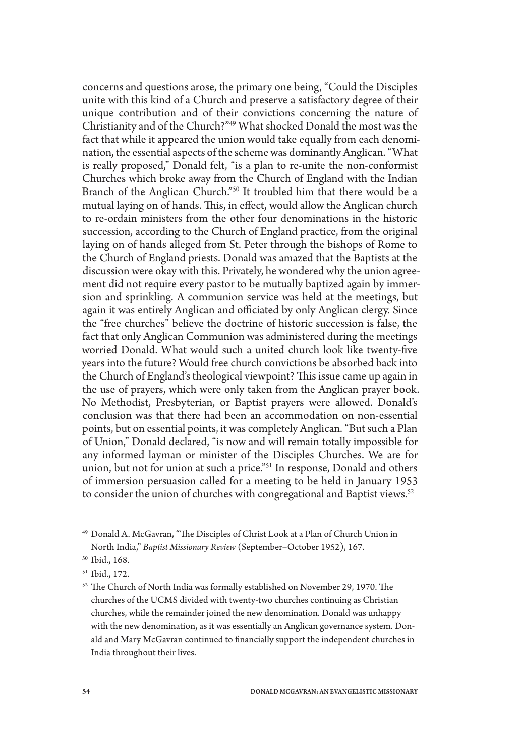concerns and questions arose, the primary one being, "Could the Disciples unite with this kind of a Church and preserve a satisfactory degree of their unique contribution and of their convictions concerning the nature of Christianity and of the Church?"[49] What shocked Donald the most was the fact that while it appeared the union would take equally from each denomination, the essential aspects of the scheme was dominantly Anglican. "What is really proposed," Donald felt, "is a plan to re-unite the non-conformist Churches which broke away from the Church of England with the Indian Branch of the Anglican Church."[50] It troubled him that there would be a mutual laying on of hands. This, in effect, would allow the Anglican church to re-ordain ministers from the other four denominations in the historic succession, according to the Church of England practice, from the original laying on of hands alleged from St. Peter through the bishops of Rome to the Church of England priests. Donald was amazed that the Baptists at the discussion were okay with this. Privately, he wondered why the union agreement did not require every pastor to be mutually baptized again by immersion and sprinkling. A communion service was held at the meetings, but again it was entirely Anglican and officiated by only Anglican clergy. Since the "free churches" believe the doctrine of historic succession is false, the fact that only Anglican Communion was administered during the meetings worried Donald. What would such a united church look like twenty-five years into the future? Would free church convictions be absorbed back into the Church of England's theological viewpoint? This issue came up again in the use of prayers, which were only taken from the Anglican prayer book. No Methodist, Presbyterian, or Baptist prayers were allowed. Donald's conclusion was that there had been an accommodation on non-essential points, but on essential points, it was completely Anglican. "But such a Plan of Union," Donald declared, "is now and will remain totally impossible for any informed layman or minister of the Disciples Churches. We are for union, but not for union at such a price."[51] In response, Donald and others of immersion persuasion called for a meeting to be held in January 1953 to consider the union of churches with congregational and Baptist views.[52]

---

[49] Donald A. McGavran, "The Disciples of Christ Look at a Plan of Church Union in North India," *Baptist Missionary Review* (September–October 1952), 167.

[50] Ibid., 168.

[51] Ibid., 172.

[52] The Church of North India was formally established on November 29, 1970. The churches of the UCMS divided with twenty-two churches continuing as Christian churches, while the remainder joined the new denomination. Donald was unhappy with the new denomination, as it was essentially an Anglican governance system. Donald and Mary McGavran continued to financially support the independent churches in India throughout their lives.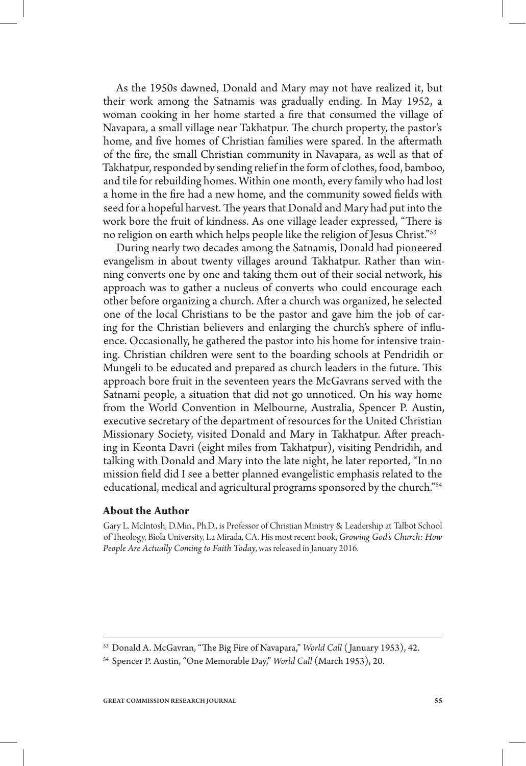As the 1950s dawned, Donald and Mary may not have realized it, but their work among the Satnamis was gradually ending. In May 1952, a woman cooking in her home started a fire that consumed the village of Navapara, a small village near Takhatpur. The church property, the pastor's home, and five homes of Christian families were spared. In the aftermath of the fire, the small Christian community in Navapara, as well as that of Takhatpur, responded by sending relief in the form of clothes, food, bamboo, and tile for rebuilding homes. Within one month, every family who had lost a home in the fire had a new home, and the community sowed fields with seed for a hopeful harvest. The years that Donald and Mary had put into the work bore the fruit of kindness. As one village leader expressed, "There is no religion on earth which helps people like the religion of Jesus Christ."[53]

During nearly two decades among the Satnamis, Donald had pioneered evangelism in about twenty villages around Takhatpur. Rather than winning converts one by one and taking them out of their social network, his approach was to gather a nucleus of converts who could encourage each other before organizing a church. After a church was organized, he selected one of the local Christians to be the pastor and gave him the job of caring for the Christian believers and enlarging the church's sphere of influence. Occasionally, he gathered the pastor into his home for intensive training. Christian children were sent to the boarding schools at Pendridih or Mungeli to be educated and prepared as church leaders in the future. This approach bore fruit in the seventeen years the McGavrans served with the Satnami people, a situation that did not go unnoticed. On his way home from the World Convention in Melbourne, Australia, Spencer P. Austin, executive secretary of the department of resources for the United Christian Missionary Society, visited Donald and Mary in Takhatpur. After preaching in Keonta Davri (eight miles from Takhatpur), visiting Pendridih, and talking with Donald and Mary into the late night, he later reported, "In no mission field did I see a better planned evangelistic emphasis related to the educational, medical and agricultural programs sponsored by the church."[54]

### About the Author

Gary L. McIntosh, D.Min., Ph.D., is Professor of Christian Ministry & Leadership at Talbot School of Theology, Biola University, La Mirada, CA. His most recent book, *Growing God's Church: How People Are Actually Coming to Faith Today*, was released in January 2016.

---

[53] Donald A. McGavran, "The Big Fire of Navapara," *World Call* (January 1953), 42.

[54] Spencer P. Austin, "One Memorable Day," *World Call* (March 1953), 20.